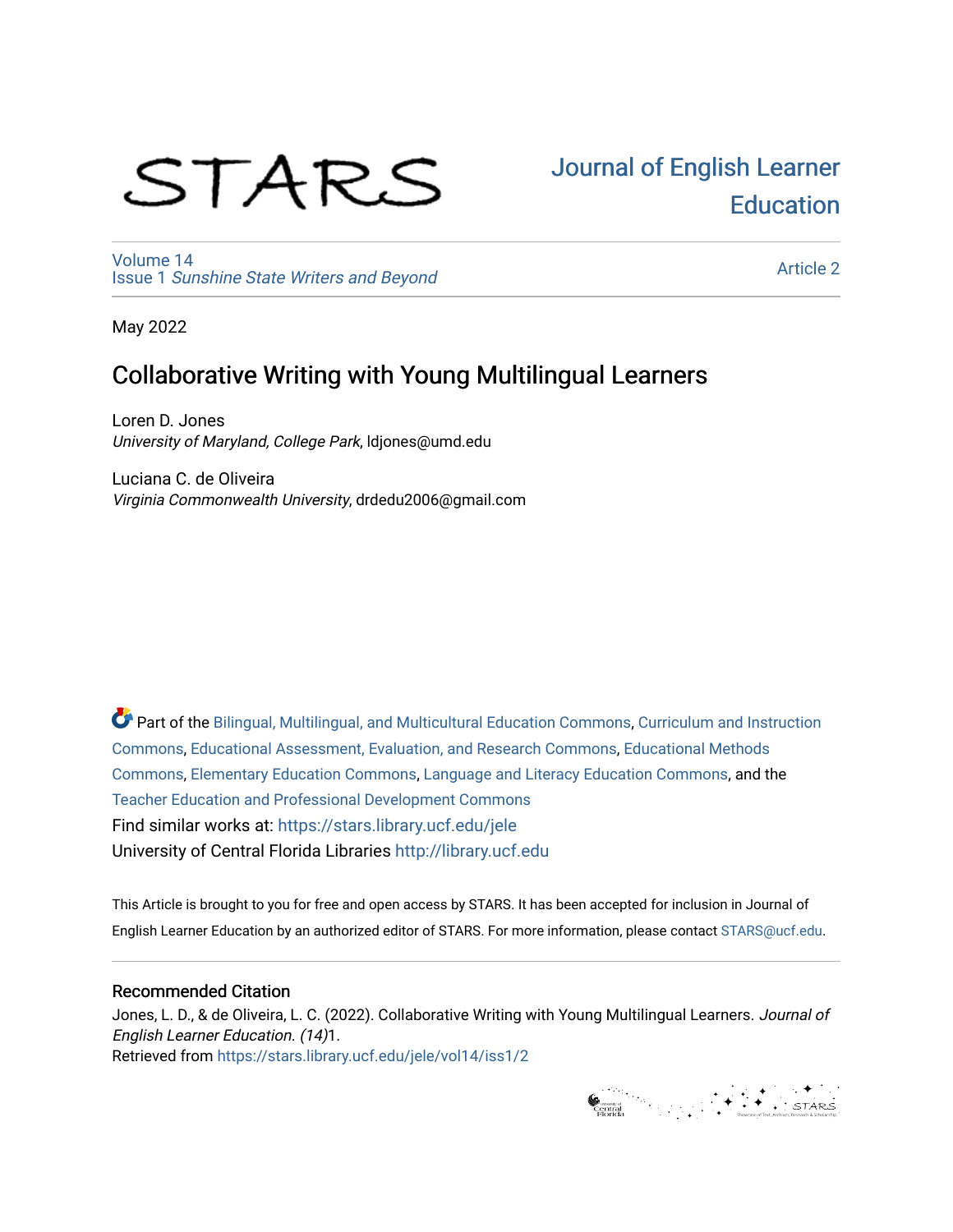STARS

Journal of English Learner Education

Volume 14
Issue 1 *Sunshine State Writers and Beyond*

Article 2

May 2022

# Collaborative Writing with Young Multilingual Learners

Loren D. Jones
*University of Maryland, College Park*, ldjones@umd.edu

Luciana C. de Oliveira
*Virginia Commonwealth University*, drdedu2006@gmail.com

Part of the Bilingual, Multilingual, and Multicultural Education Commons, Curriculum and Instruction Commons, Educational Assessment, Evaluation, and Research Commons, Educational Methods Commons, Elementary Education Commons, Language and Literacy Education Commons, and the Teacher Education and Professional Development Commons

Find similar works at: https://stars.library.ucf.edu/jele

University of Central Florida Libraries http://library.ucf.edu

This Article is brought to you for free and open access by STARS. It has been accepted for inclusion in Journal of English Learner Education by an authorized editor of STARS. For more information, please contact STARS@ucf.edu.

## Recommended Citation

Jones, L. D., & de Oliveira, L. C. (2022). Collaborative Writing with Young Multilingual Learners. *Journal of English Learner Education. (14)*1.
Retrieved from https://stars.library.ucf.edu/jele/vol14/iss1/2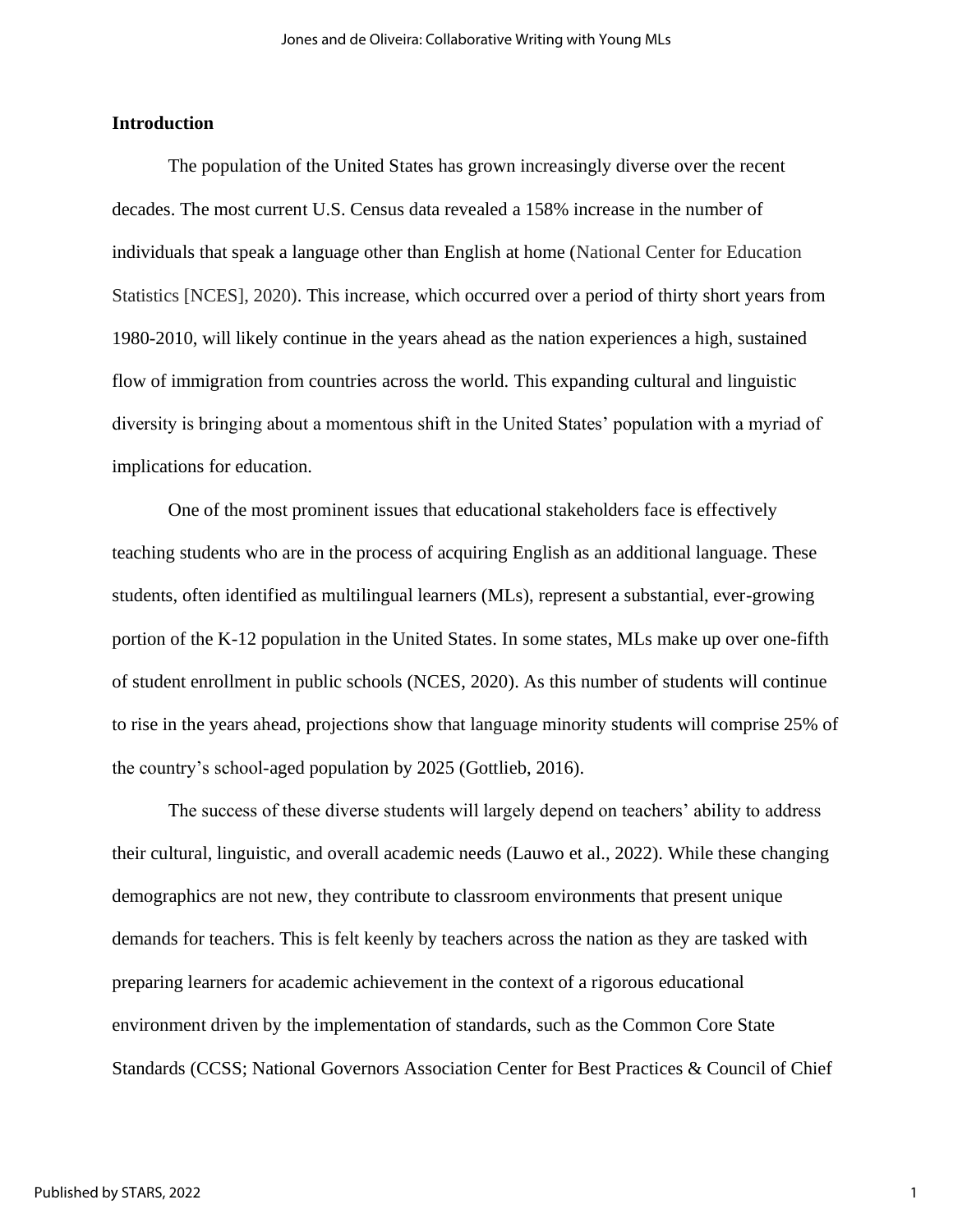## Introduction

The population of the United States has grown increasingly diverse over the recent decades. The most current U.S. Census data revealed a 158% increase in the number of individuals that speak a language other than English at home (National Center for Education Statistics [NCES], 2020). This increase, which occurred over a period of thirty short years from 1980-2010, will likely continue in the years ahead as the nation experiences a high, sustained flow of immigration from countries across the world. This expanding cultural and linguistic diversity is bringing about a momentous shift in the United States' population with a myriad of implications for education.

One of the most prominent issues that educational stakeholders face is effectively teaching students who are in the process of acquiring English as an additional language. These students, often identified as multilingual learners (MLs), represent a substantial, ever-growing portion of the K-12 population in the United States. In some states, MLs make up over one-fifth of student enrollment in public schools (NCES, 2020). As this number of students will continue to rise in the years ahead, projections show that language minority students will comprise 25% of the country's school-aged population by 2025 (Gottlieb, 2016).

The success of these diverse students will largely depend on teachers' ability to address their cultural, linguistic, and overall academic needs (Lauwo et al., 2022). While these changing demographics are not new, they contribute to classroom environments that present unique demands for teachers. This is felt keenly by teachers across the nation as they are tasked with preparing learners for academic achievement in the context of a rigorous educational environment driven by the implementation of standards, such as the Common Core State Standards (CCSS; National Governors Association Center for Best Practices & Council of Chief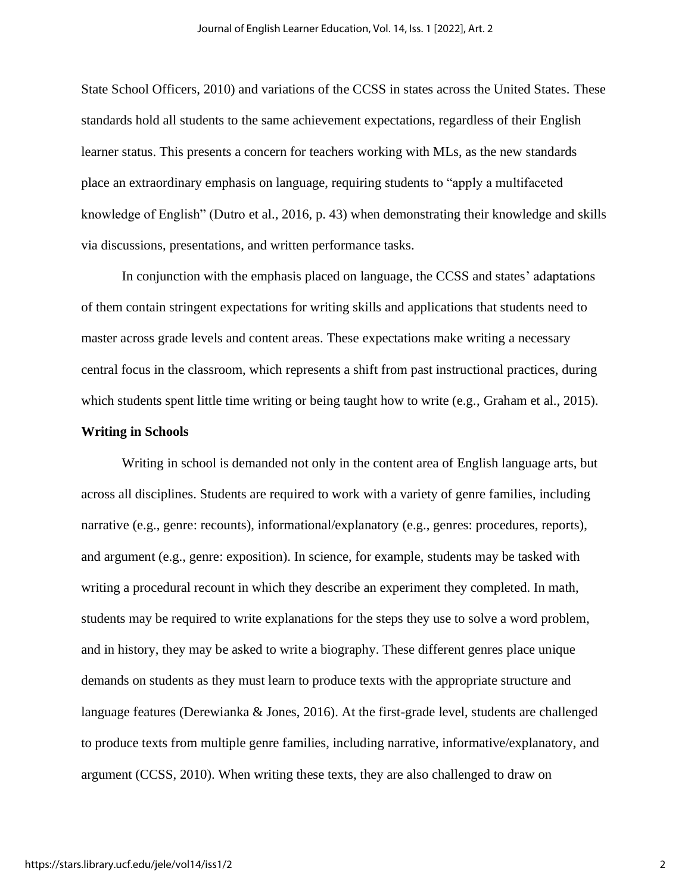State School Officers, 2010) and variations of the CCSS in states across the United States. These standards hold all students to the same achievement expectations, regardless of their English learner status. This presents a concern for teachers working with MLs, as the new standards place an extraordinary emphasis on language, requiring students to "apply a multifaceted knowledge of English" (Dutro et al., 2016, p. 43) when demonstrating their knowledge and skills via discussions, presentations, and written performance tasks.

In conjunction with the emphasis placed on language, the CCSS and states' adaptations of them contain stringent expectations for writing skills and applications that students need to master across grade levels and content areas. These expectations make writing a necessary central focus in the classroom, which represents a shift from past instructional practices, during which students spent little time writing or being taught how to write (e.g., Graham et al., 2015).

**Writing in Schools**

Writing in school is demanded not only in the content area of English language arts, but across all disciplines. Students are required to work with a variety of genre families, including narrative (e.g., genre: recounts), informational/explanatory (e.g., genres: procedures, reports), and argument (e.g., genre: exposition). In science, for example, students may be tasked with writing a procedural recount in which they describe an experiment they completed. In math, students may be required to write explanations for the steps they use to solve a word problem, and in history, they may be asked to write a biography. These different genres place unique demands on students as they must learn to produce texts with the appropriate structure and language features (Derewianka & Jones, 2016). At the first-grade level, students are challenged to produce texts from multiple genre families, including narrative, informative/explanatory, and argument (CCSS, 2010). When writing these texts, they are also challenged to draw on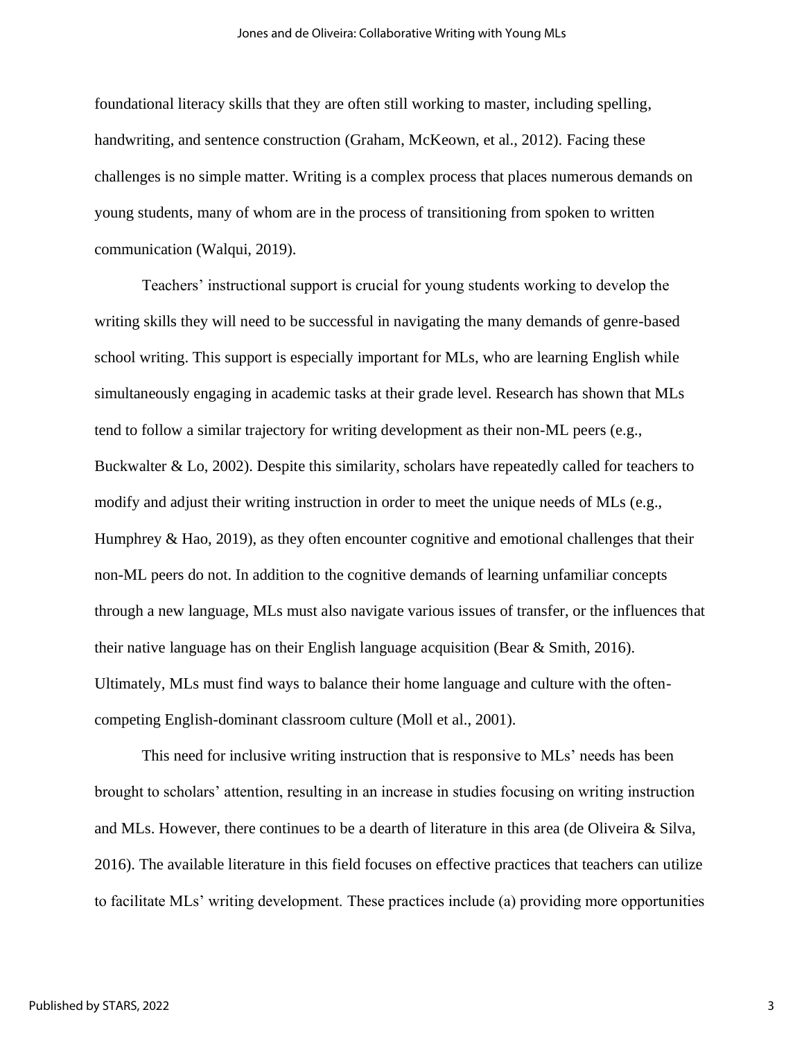foundational literacy skills that they are often still working to master, including spelling, handwriting, and sentence construction (Graham, McKeown, et al., 2012). Facing these challenges is no simple matter. Writing is a complex process that places numerous demands on young students, many of whom are in the process of transitioning from spoken to written communication (Walqui, 2019).

Teachers' instructional support is crucial for young students working to develop the writing skills they will need to be successful in navigating the many demands of genre-based school writing. This support is especially important for MLs, who are learning English while simultaneously engaging in academic tasks at their grade level. Research has shown that MLs tend to follow a similar trajectory for writing development as their non-ML peers (e.g., Buckwalter & Lo, 2002). Despite this similarity, scholars have repeatedly called for teachers to modify and adjust their writing instruction in order to meet the unique needs of MLs (e.g., Humphrey & Hao, 2019), as they often encounter cognitive and emotional challenges that their non-ML peers do not. In addition to the cognitive demands of learning unfamiliar concepts through a new language, MLs must also navigate various issues of transfer, or the influences that their native language has on their English language acquisition (Bear & Smith, 2016). Ultimately, MLs must find ways to balance their home language and culture with the often-competing English-dominant classroom culture (Moll et al., 2001).

This need for inclusive writing instruction that is responsive to MLs' needs has been brought to scholars' attention, resulting in an increase in studies focusing on writing instruction and MLs. However, there continues to be a dearth of literature in this area (de Oliveira & Silva, 2016). The available literature in this field focuses on effective practices that teachers can utilize to facilitate MLs' writing development. These practices include (a) providing more opportunities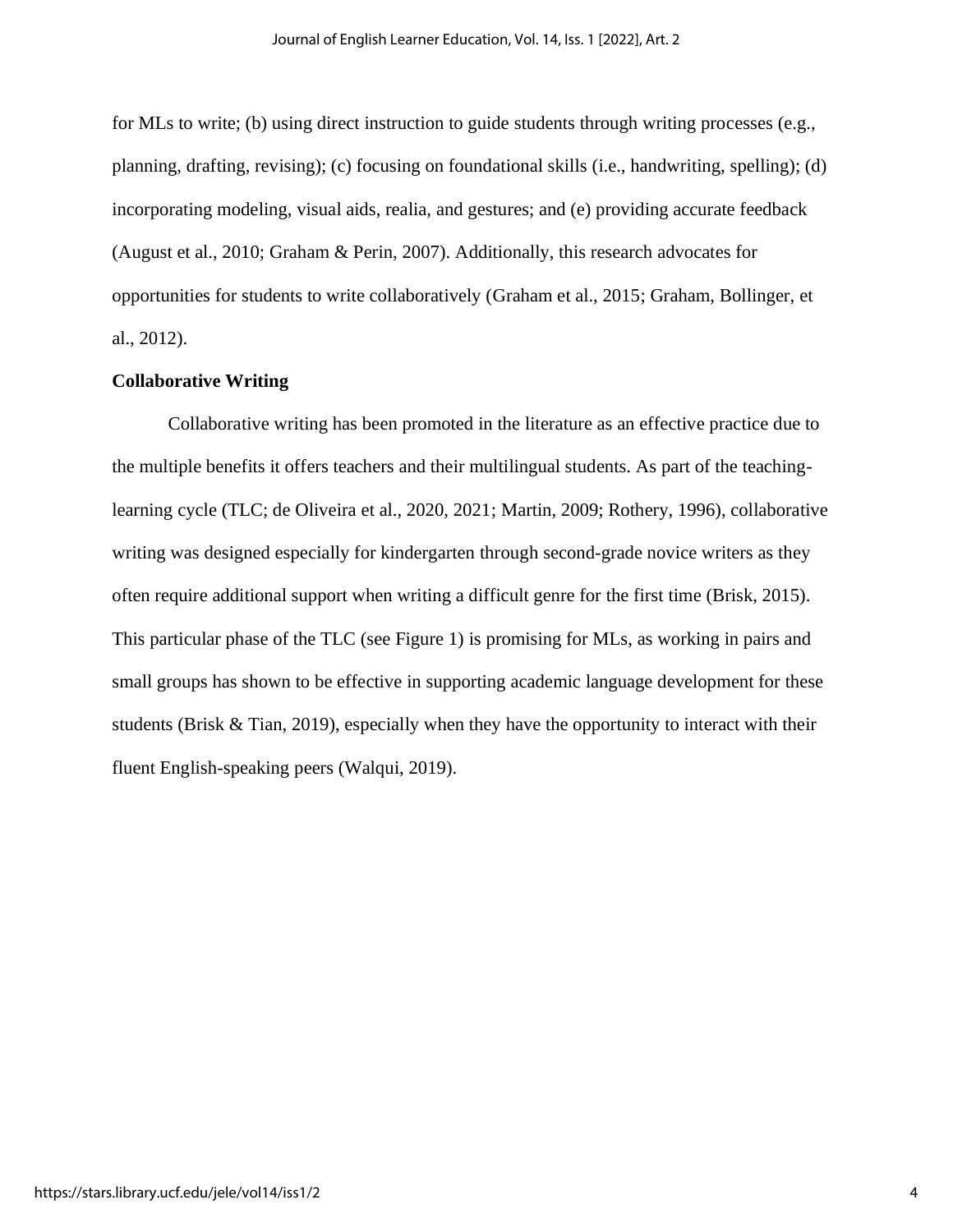for MLs to write; (b) using direct instruction to guide students through writing processes (e.g., planning, drafting, revising); (c) focusing on foundational skills (i.e., handwriting, spelling); (d) incorporating modeling, visual aids, realia, and gestures; and (e) providing accurate feedback (August et al., 2010; Graham & Perin, 2007). Additionally, this research advocates for opportunities for students to write collaboratively (Graham et al., 2015; Graham, Bollinger, et al., 2012).

**Collaborative Writing**

Collaborative writing has been promoted in the literature as an effective practice due to the multiple benefits it offers teachers and their multilingual students. As part of the teaching-learning cycle (TLC; de Oliveira et al., 2020, 2021; Martin, 2009; Rothery, 1996), collaborative writing was designed especially for kindergarten through second-grade novice writers as they often require additional support when writing a difficult genre for the first time (Brisk, 2015). This particular phase of the TLC (see Figure 1) is promising for MLs, as working in pairs and small groups has shown to be effective in supporting academic language development for these students (Brisk & Tian, 2019), especially when they have the opportunity to interact with their fluent English-speaking peers (Walqui, 2019).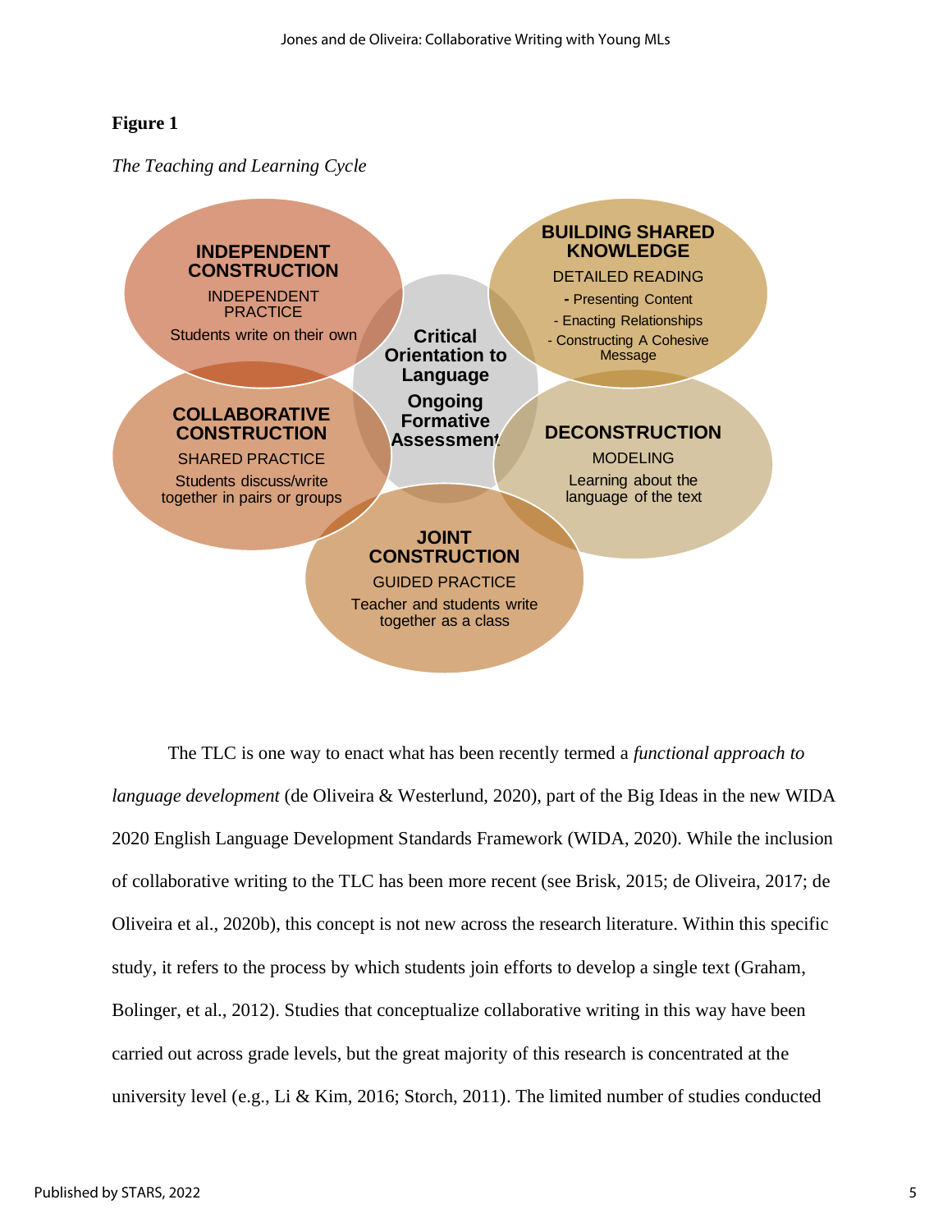**Figure 1**

*The Teaching and Learning Cycle*

**INDEPENDENT CONSTRUCTION**
INDEPENDENT PRACTICE
Students write on their own

**BUILDING SHARED KNOWLEDGE**
DETAILED READING
- Presenting Content
- Enacting Relationships
- Constructing A Cohesive Message

**Critical Orientation to Language**
**Ongoing Formative Assessment**

**COLLABORATIVE CONSTRUCTION**
SHARED PRACTICE
Students discuss/write together in pairs or groups

**DECONSTRUCTION**
MODELING
Learning about the language of the text

**JOINT CONSTRUCTION**
GUIDED PRACTICE
Teacher and students write together as a class

The TLC is one way to enact what has been recently termed a *functional approach to language development* (de Oliveira & Westerlund, 2020), part of the Big Ideas in the new WIDA 2020 English Language Development Standards Framework (WIDA, 2020). While the inclusion of collaborative writing to the TLC has been more recent (see Brisk, 2015; de Oliveira, 2017; de Oliveira et al., 2020b), this concept is not new across the research literature. Within this specific study, it refers to the process by which students join efforts to develop a single text (Graham, Bolinger, et al., 2012). Studies that conceptualize collaborative writing in this way have been carried out across grade levels, but the great majority of this research is concentrated at the university level (e.g., Li & Kim, 2016; Storch, 2011). The limited number of studies conducted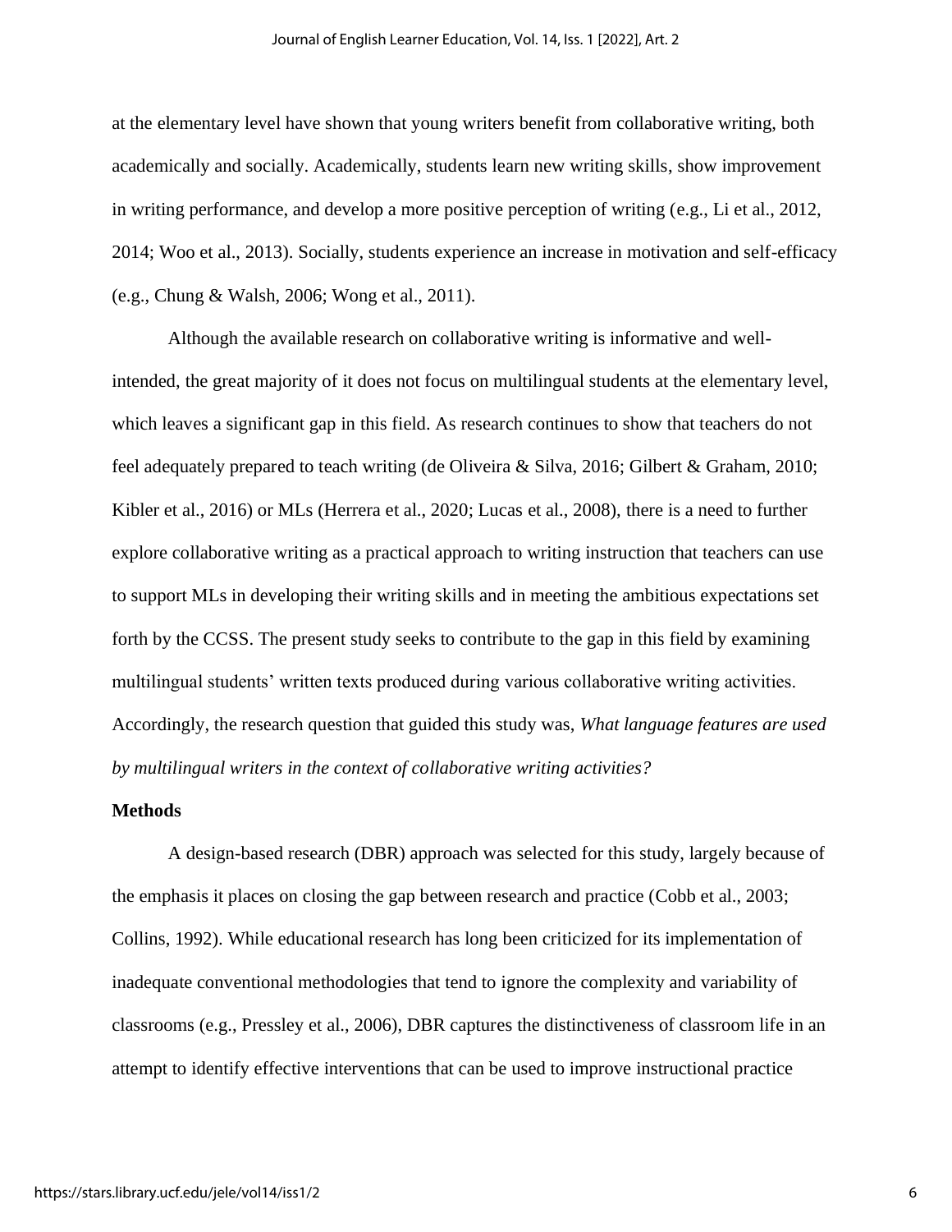at the elementary level have shown that young writers benefit from collaborative writing, both academically and socially. Academically, students learn new writing skills, show improvement in writing performance, and develop a more positive perception of writing (e.g., Li et al., 2012, 2014; Woo et al., 2013). Socially, students experience an increase in motivation and self-efficacy (e.g., Chung & Walsh, 2006; Wong et al., 2011).

Although the available research on collaborative writing is informative and well-intended, the great majority of it does not focus on multilingual students at the elementary level, which leaves a significant gap in this field. As research continues to show that teachers do not feel adequately prepared to teach writing (de Oliveira & Silva, 2016; Gilbert & Graham, 2010; Kibler et al., 2016) or MLs (Herrera et al., 2020; Lucas et al., 2008), there is a need to further explore collaborative writing as a practical approach to writing instruction that teachers can use to support MLs in developing their writing skills and in meeting the ambitious expectations set forth by the CCSS. The present study seeks to contribute to the gap in this field by examining multilingual students' written texts produced during various collaborative writing activities. Accordingly, the research question that guided this study was, *What language features are used by multilingual writers in the context of collaborative writing activities?*

## Methods

A design-based research (DBR) approach was selected for this study, largely because of the emphasis it places on closing the gap between research and practice (Cobb et al., 2003; Collins, 1992). While educational research has long been criticized for its implementation of inadequate conventional methodologies that tend to ignore the complexity and variability of classrooms (e.g., Pressley et al., 2006), DBR captures the distinctiveness of classroom life in an attempt to identify effective interventions that can be used to improve instructional practice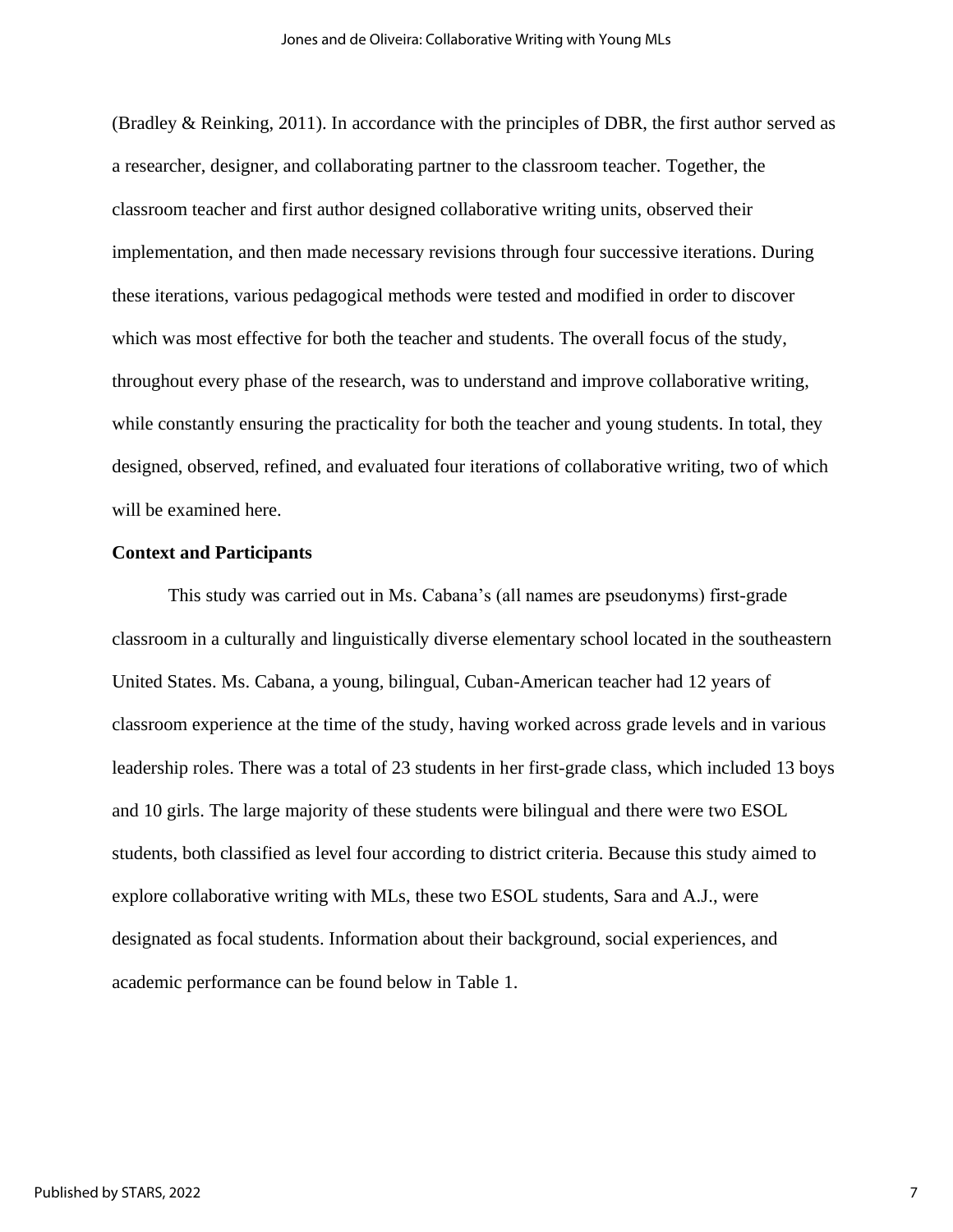(Bradley & Reinking, 2011). In accordance with the principles of DBR, the first author served as a researcher, designer, and collaborating partner to the classroom teacher. Together, the classroom teacher and first author designed collaborative writing units, observed their implementation, and then made necessary revisions through four successive iterations. During these iterations, various pedagogical methods were tested and modified in order to discover which was most effective for both the teacher and students. The overall focus of the study, throughout every phase of the research, was to understand and improve collaborative writing, while constantly ensuring the practicality for both the teacher and young students. In total, they designed, observed, refined, and evaluated four iterations of collaborative writing, two of which will be examined here.

**Context and Participants**

This study was carried out in Ms. Cabana's (all names are pseudonyms) first-grade classroom in a culturally and linguistically diverse elementary school located in the southeastern United States. Ms. Cabana, a young, bilingual, Cuban-American teacher had 12 years of classroom experience at the time of the study, having worked across grade levels and in various leadership roles. There was a total of 23 students in her first-grade class, which included 13 boys and 10 girls. The large majority of these students were bilingual and there were two ESOL students, both classified as level four according to district criteria. Because this study aimed to explore collaborative writing with MLs, these two ESOL students, Sara and A.J., were designated as focal students. Information about their background, social experiences, and academic performance can be found below in Table 1.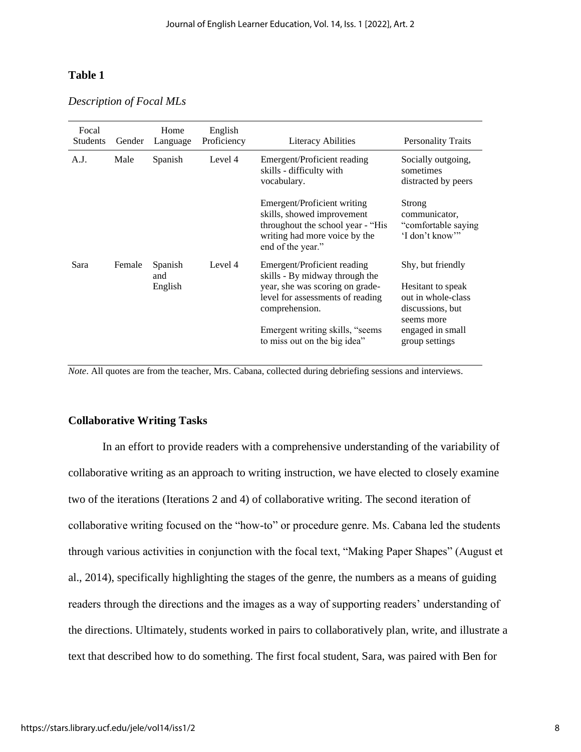**Table 1**

*Description of Focal MLs*

| Focal Students | Gender | Home Language | English Proficiency | Literacy Abilities | Personality Traits |
|---|---|---|---|---|---|
| A.J. | Male | Spanish | Level 4 | Emergent/Proficient reading skills - difficulty with vocabulary. | Socially outgoing, sometimes distracted by peers |
| | | | | Emergent/Proficient writing skills, showed improvement throughout the school year - "His writing had more voice by the end of the year." | Strong communicator, "comfortable saying 'I don't know'" |
| Sara | Female | Spanish and English | Level 4 | Emergent/Proficient reading skills - By midway through the year, she was scoring on grade-level for assessments of reading comprehension. | Shy, but friendly |
| | | | | Emergent writing skills, "seems to miss out on the big idea" | Hesitant to speak out in whole-class discussions, but seems more engaged in small group settings |

*Note*. All quotes are from the teacher, Mrs. Cabana, collected during debriefing sessions and interviews.

### Collaborative Writing Tasks

In an effort to provide readers with a comprehensive understanding of the variability of collaborative writing as an approach to writing instruction, we have elected to closely examine two of the iterations (Iterations 2 and 4) of collaborative writing. The second iteration of collaborative writing focused on the "how-to" or procedure genre. Ms. Cabana led the students through various activities in conjunction with the focal text, "Making Paper Shapes" (August et al., 2014), specifically highlighting the stages of the genre, the numbers as a means of guiding readers through the directions and the images as a way of supporting readers' understanding of the directions. Ultimately, students worked in pairs to collaboratively plan, write, and illustrate a text that described how to do something. The first focal student, Sara, was paired with Ben for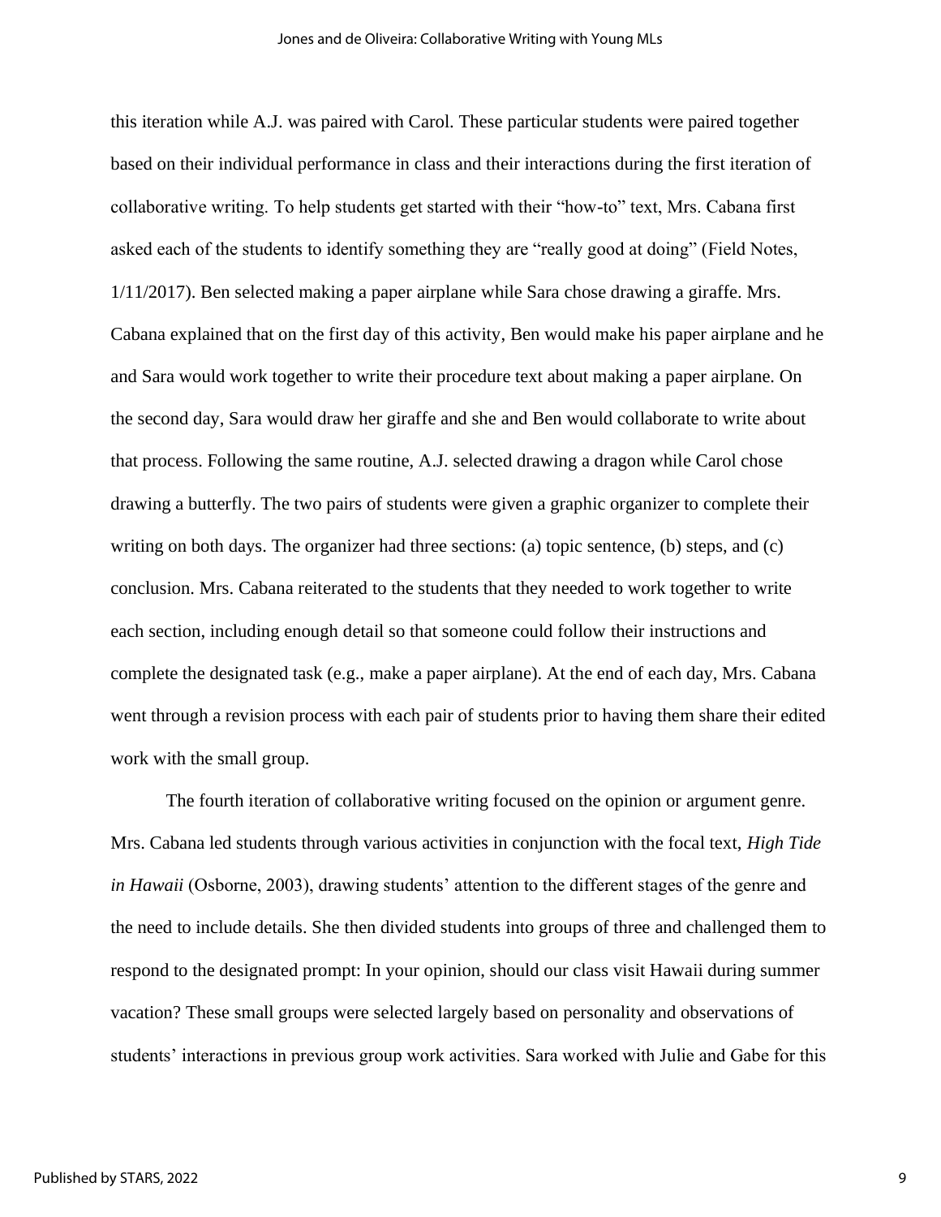this iteration while A.J. was paired with Carol. These particular students were paired together based on their individual performance in class and their interactions during the first iteration of collaborative writing. To help students get started with their "how-to" text, Mrs. Cabana first asked each of the students to identify something they are "really good at doing" (Field Notes, 1/11/2017). Ben selected making a paper airplane while Sara chose drawing a giraffe. Mrs. Cabana explained that on the first day of this activity, Ben would make his paper airplane and he and Sara would work together to write their procedure text about making a paper airplane. On the second day, Sara would draw her giraffe and she and Ben would collaborate to write about that process. Following the same routine, A.J. selected drawing a dragon while Carol chose drawing a butterfly. The two pairs of students were given a graphic organizer to complete their writing on both days. The organizer had three sections: (a) topic sentence, (b) steps, and (c) conclusion. Mrs. Cabana reiterated to the students that they needed to work together to write each section, including enough detail so that someone could follow their instructions and complete the designated task (e.g., make a paper airplane). At the end of each day, Mrs. Cabana went through a revision process with each pair of students prior to having them share their edited work with the small group.

The fourth iteration of collaborative writing focused on the opinion or argument genre. Mrs. Cabana led students through various activities in conjunction with the focal text, *High Tide in Hawaii* (Osborne, 2003), drawing students' attention to the different stages of the genre and the need to include details. She then divided students into groups of three and challenged them to respond to the designated prompt: In your opinion, should our class visit Hawaii during summer vacation? These small groups were selected largely based on personality and observations of students' interactions in previous group work activities. Sara worked with Julie and Gabe for this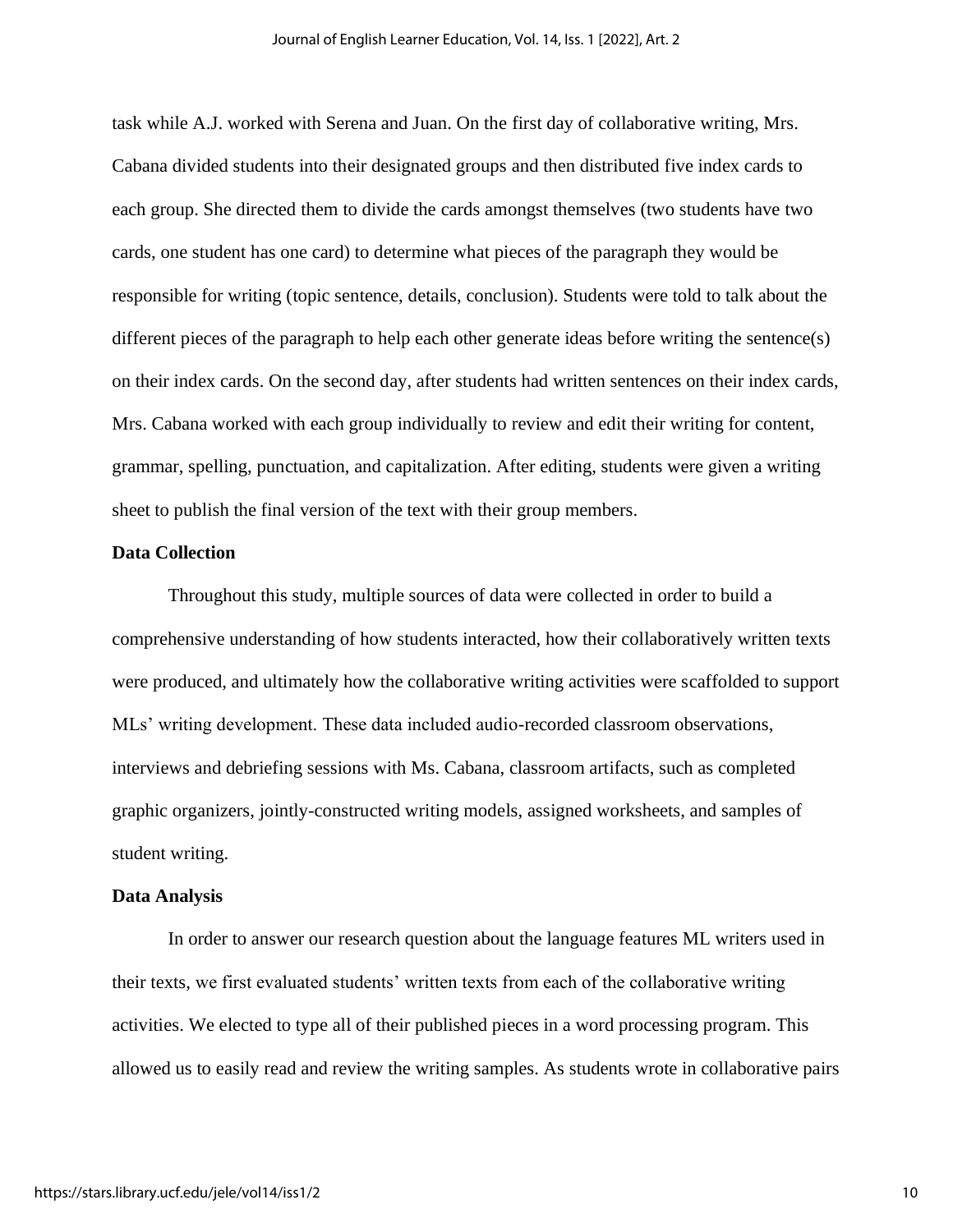task while A.J. worked with Serena and Juan. On the first day of collaborative writing, Mrs. Cabana divided students into their designated groups and then distributed five index cards to each group. She directed them to divide the cards amongst themselves (two students have two cards, one student has one card) to determine what pieces of the paragraph they would be responsible for writing (topic sentence, details, conclusion). Students were told to talk about the different pieces of the paragraph to help each other generate ideas before writing the sentence(s) on their index cards. On the second day, after students had written sentences on their index cards, Mrs. Cabana worked with each group individually to review and edit their writing for content, grammar, spelling, punctuation, and capitalization. After editing, students were given a writing sheet to publish the final version of the text with their group members.

### Data Collection

Throughout this study, multiple sources of data were collected in order to build a comprehensive understanding of how students interacted, how their collaboratively written texts were produced, and ultimately how the collaborative writing activities were scaffolded to support MLs' writing development. These data included audio-recorded classroom observations, interviews and debriefing sessions with Ms. Cabana, classroom artifacts, such as completed graphic organizers, jointly-constructed writing models, assigned worksheets, and samples of student writing.

### Data Analysis

In order to answer our research question about the language features ML writers used in their texts, we first evaluated students' written texts from each of the collaborative writing activities. We elected to type all of their published pieces in a word processing program. This allowed us to easily read and review the writing samples. As students wrote in collaborative pairs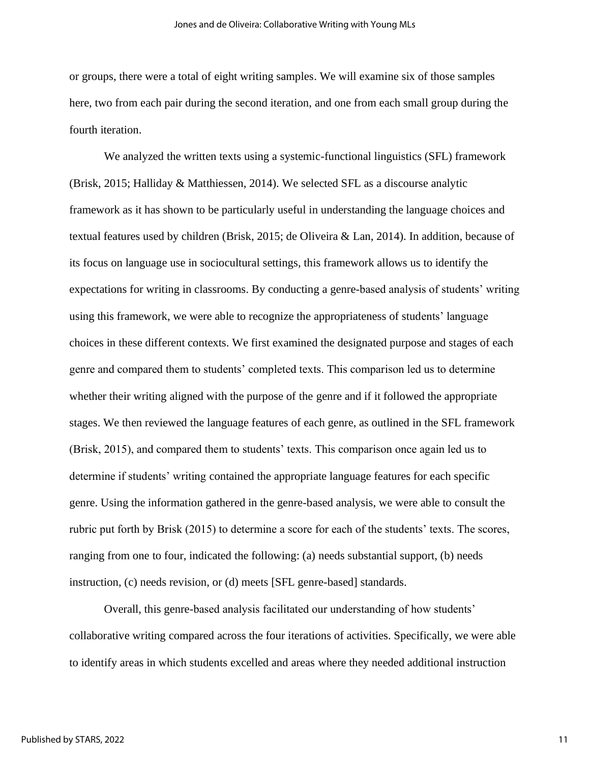or groups, there were a total of eight writing samples. We will examine six of those samples here, two from each pair during the second iteration, and one from each small group during the fourth iteration.

We analyzed the written texts using a systemic-functional linguistics (SFL) framework (Brisk, 2015; Halliday & Matthiessen, 2014). We selected SFL as a discourse analytic framework as it has shown to be particularly useful in understanding the language choices and textual features used by children (Brisk, 2015; de Oliveira & Lan, 2014). In addition, because of its focus on language use in sociocultural settings, this framework allows us to identify the expectations for writing in classrooms. By conducting a genre-based analysis of students' writing using this framework, we were able to recognize the appropriateness of students' language choices in these different contexts. We first examined the designated purpose and stages of each genre and compared them to students' completed texts. This comparison led us to determine whether their writing aligned with the purpose of the genre and if it followed the appropriate stages. We then reviewed the language features of each genre, as outlined in the SFL framework (Brisk, 2015), and compared them to students' texts. This comparison once again led us to determine if students' writing contained the appropriate language features for each specific genre. Using the information gathered in the genre-based analysis, we were able to consult the rubric put forth by Brisk (2015) to determine a score for each of the students' texts. The scores, ranging from one to four, indicated the following: (a) needs substantial support, (b) needs instruction, (c) needs revision, or (d) meets [SFL genre-based] standards.

Overall, this genre-based analysis facilitated our understanding of how students' collaborative writing compared across the four iterations of activities. Specifically, we were able to identify areas in which students excelled and areas where they needed additional instruction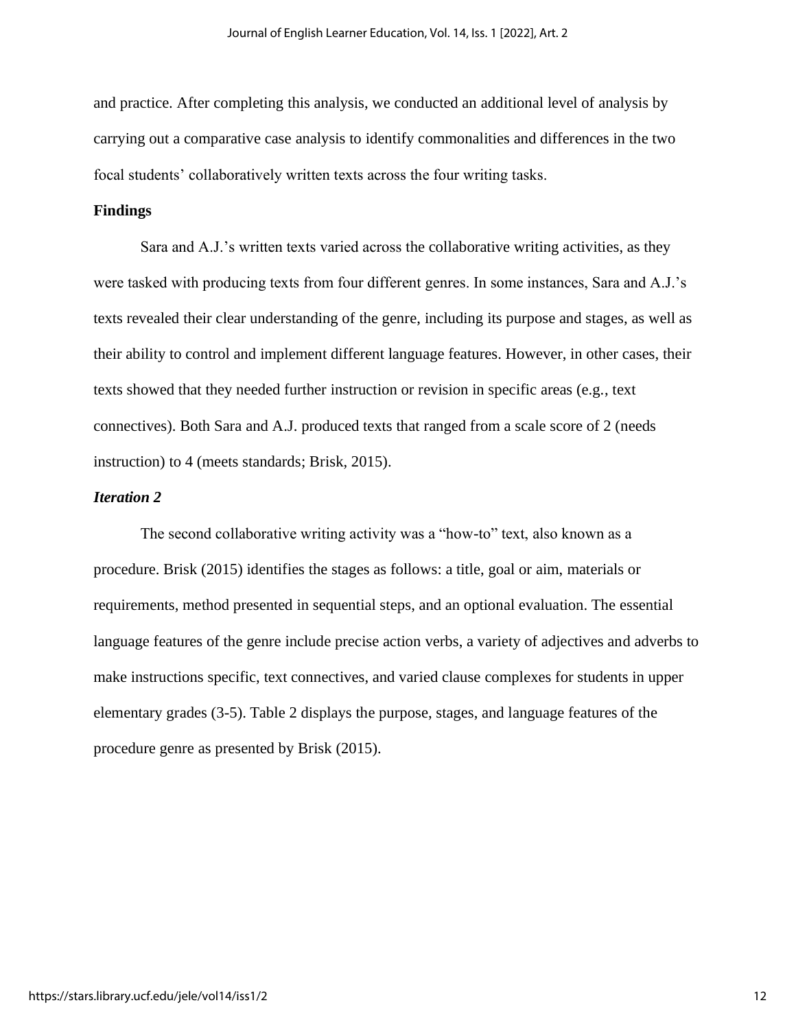and practice. After completing this analysis, we conducted an additional level of analysis by carrying out a comparative case analysis to identify commonalities and differences in the two focal students' collaboratively written texts across the four writing tasks.

## Findings

Sara and A.J.'s written texts varied across the collaborative writing activities, as they were tasked with producing texts from four different genres. In some instances, Sara and A.J.'s texts revealed their clear understanding of the genre, including its purpose and stages, as well as their ability to control and implement different language features. However, in other cases, their texts showed that they needed further instruction or revision in specific areas (e.g., text connectives). Both Sara and A.J. produced texts that ranged from a scale score of 2 (needs instruction) to 4 (meets standards; Brisk, 2015).

### *Iteration 2*

The second collaborative writing activity was a "how-to" text, also known as a procedure. Brisk (2015) identifies the stages as follows: a title, goal or aim, materials or requirements, method presented in sequential steps, and an optional evaluation. The essential language features of the genre include precise action verbs, a variety of adjectives and adverbs to make instructions specific, text connectives, and varied clause complexes for students in upper elementary grades (3-5). Table 2 displays the purpose, stages, and language features of the procedure genre as presented by Brisk (2015).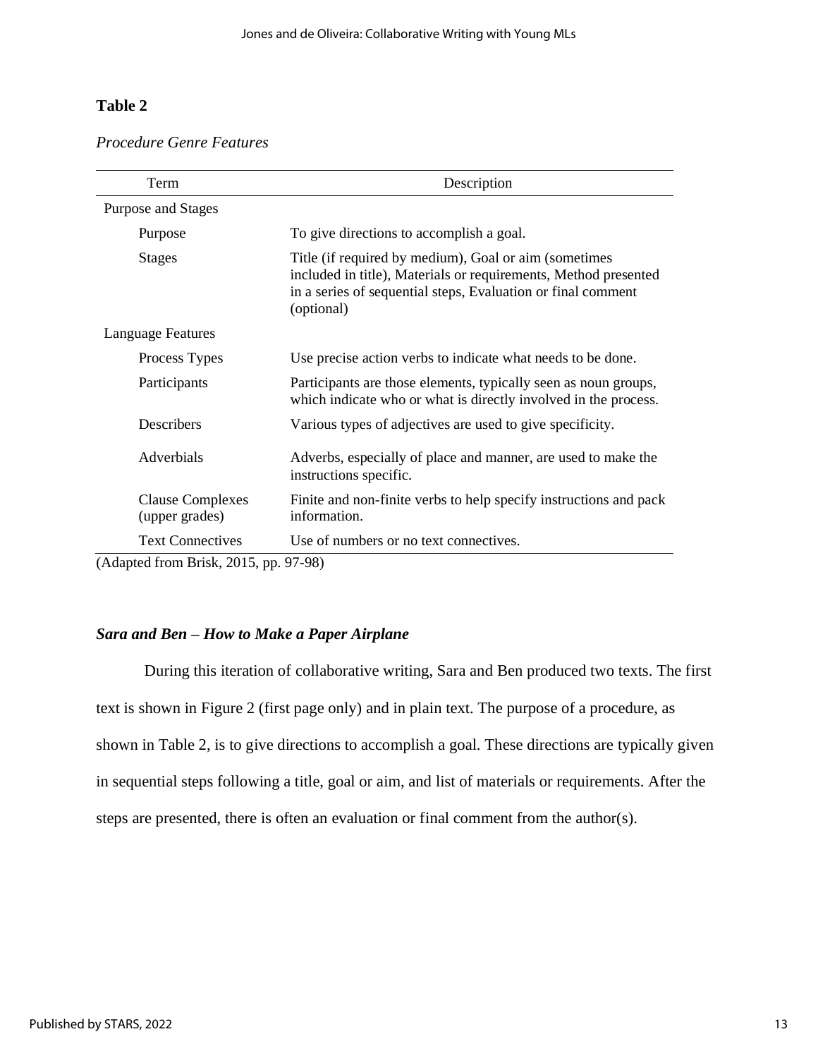**Table 2**

*Procedure Genre Features*

| Term | Description |
|---|---|
| Purpose and Stages | |
| Purpose | To give directions to accomplish a goal. |
| Stages | Title (if required by medium), Goal or aim (sometimes included in title), Materials or requirements, Method presented in a series of sequential steps, Evaluation or final comment (optional) |
| Language Features | |
| Process Types | Use precise action verbs to indicate what needs to be done. |
| Participants | Participants are those elements, typically seen as noun groups, which indicate who or what is directly involved in the process. |
| Describers | Various types of adjectives are used to give specificity. |
| Adverbials | Adverbs, especially of place and manner, are used to make the instructions specific. |
| Clause Complexes (upper grades) | Finite and non-finite verbs to help specify instructions and pack information. |
| Text Connectives | Use of numbers or no text connectives. |

(Adapted from Brisk, 2015, pp. 97-98)

### *Sara and Ben – How to Make a Paper Airplane*

During this iteration of collaborative writing, Sara and Ben produced two texts. The first text is shown in Figure 2 (first page only) and in plain text. The purpose of a procedure, as shown in Table 2, is to give directions to accomplish a goal. These directions are typically given in sequential steps following a title, goal or aim, and list of materials or requirements. After the steps are presented, there is often an evaluation or final comment from the author(s).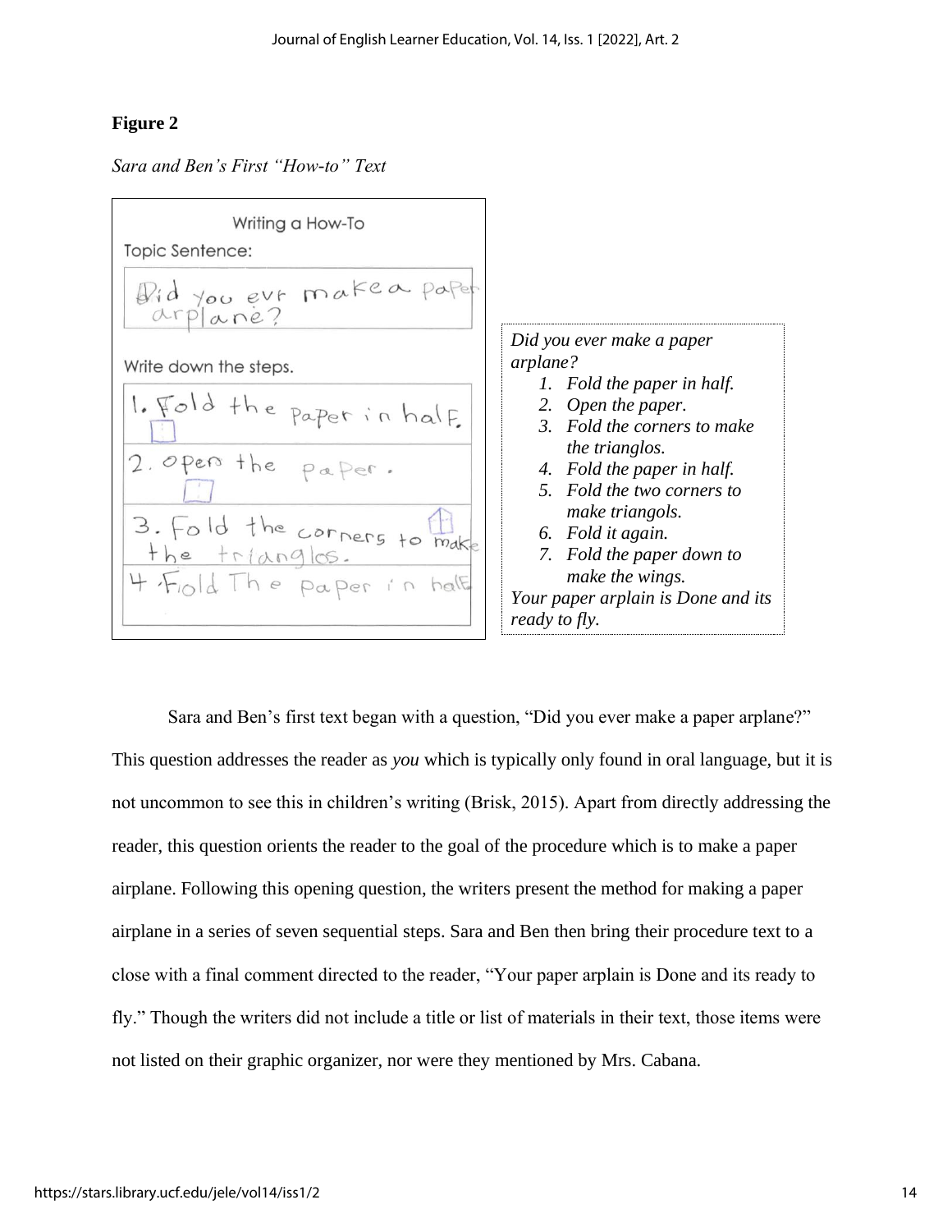**Figure 2**

*Sara and Ben's First "How-to" Text*

Writing a How-To

Topic Sentence:

Did you evr make a paper arplane?

Write down the steps.

1. Fold the paper in half.
2. open the paper.
3. Fold the corners to make the trianglos.
4. Fiold The paper in half

*Did you ever make a paper arplane?*

1. *Fold the paper in half.*
2. *Open the paper.*
3. *Fold the corners to make the trianglos.*
4. *Fold the paper in half.*
5. *Fold the two corners to make triangols.*
6. *Fold it again.*
7. *Fold the paper down to make the wings.*

*Your paper arplain is Done and its ready to fly.*

Sara and Ben's first text began with a question, "Did you ever make a paper arplane?" This question addresses the reader as *you* which is typically only found in oral language, but it is not uncommon to see this in children's writing (Brisk, 2015). Apart from directly addressing the reader, this question orients the reader to the goal of the procedure which is to make a paper airplane. Following this opening question, the writers present the method for making a paper airplane in a series of seven sequential steps. Sara and Ben then bring their procedure text to a close with a final comment directed to the reader, "Your paper arplain is Done and its ready to fly." Though the writers did not include a title or list of materials in their text, those items were not listed on their graphic organizer, nor were they mentioned by Mrs. Cabana.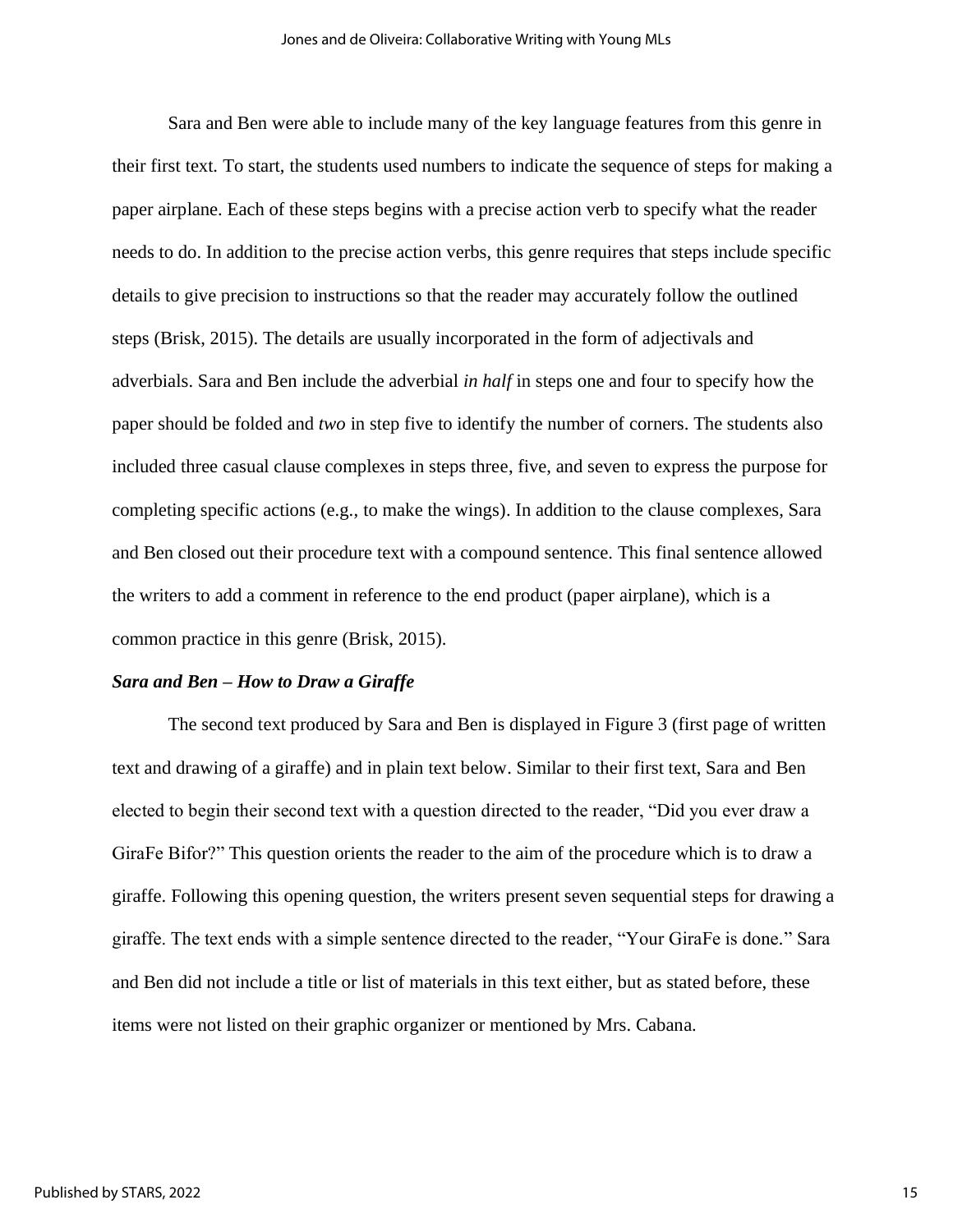Sara and Ben were able to include many of the key language features from this genre in their first text. To start, the students used numbers to indicate the sequence of steps for making a paper airplane. Each of these steps begins with a precise action verb to specify what the reader needs to do. In addition to the precise action verbs, this genre requires that steps include specific details to give precision to instructions so that the reader may accurately follow the outlined steps (Brisk, 2015). The details are usually incorporated in the form of adjectivals and adverbials. Sara and Ben include the adverbial *in half* in steps one and four to specify how the paper should be folded and *two* in step five to identify the number of corners. The students also included three casual clause complexes in steps three, five, and seven to express the purpose for completing specific actions (e.g., to make the wings). In addition to the clause complexes, Sara and Ben closed out their procedure text with a compound sentence. This final sentence allowed the writers to add a comment in reference to the end product (paper airplane), which is a common practice in this genre (Brisk, 2015).

### *Sara and Ben – How to Draw a Giraffe*

The second text produced by Sara and Ben is displayed in Figure 3 (first page of written text and drawing of a giraffe) and in plain text below. Similar to their first text, Sara and Ben elected to begin their second text with a question directed to the reader, "Did you ever draw a GiraFe Bifor?" This question orients the reader to the aim of the procedure which is to draw a giraffe. Following this opening question, the writers present seven sequential steps for drawing a giraffe. The text ends with a simple sentence directed to the reader, "Your GiraFe is done." Sara and Ben did not include a title or list of materials in this text either, but as stated before, these items were not listed on their graphic organizer or mentioned by Mrs. Cabana.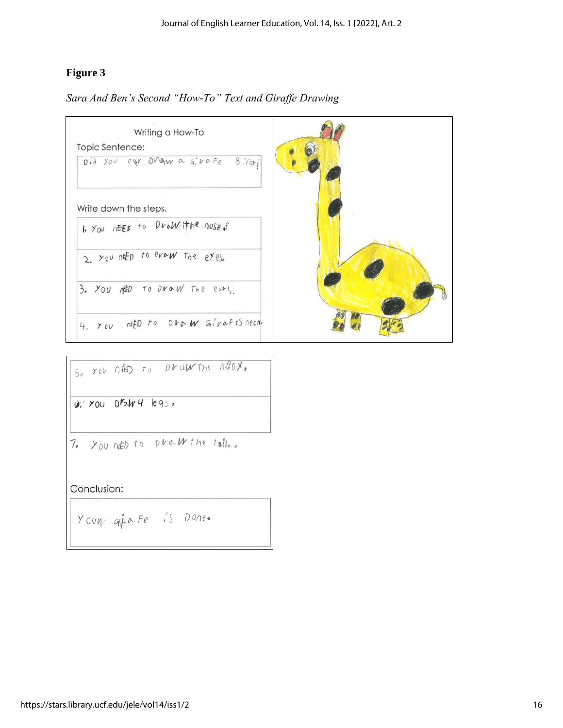**Figure 3**

*Sara And Ben's "How-To" Text and Giraffe Drawing*

Writing a How-To

Topic Sentence:

Did you evr Draw a Girafe Bifor?

Write down the steps.

1. You nEED to Draw the nose.
2. You nEED to Draw The eyes.
3. You nED to Draw The ears.
4. You nED to Draw Girafes neck.
5. You nED to Draw the BODY.
6. You Draw 4 legs.
7. You nED to Draw the tail.

Conclusion:

Your Gifrafe is Done.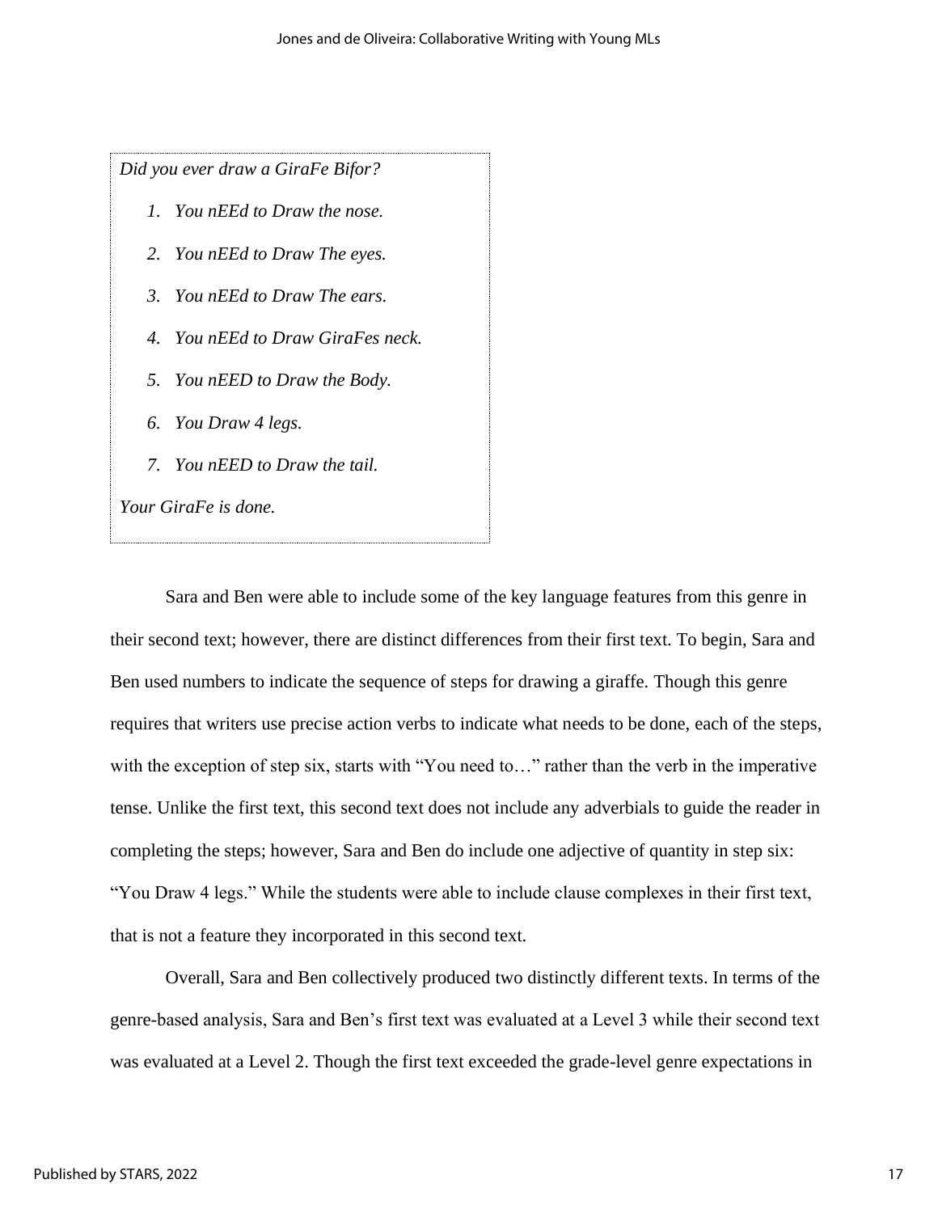*Did you ever draw a GiraFe Bifor?*

1. *You nEEd to Draw the nose.*
2. *You nEEd to Draw The eyes.*
3. *You nEEd to Draw The ears.*
4. *You nEEd to Draw GiraFes neck.*
5. *You nEED to Draw the Body.*
6. *You Draw 4 legs.*
7. *You nEED to Draw the tail.*

*Your GiraFe is done.*

Sara and Ben were able to include some of the key language features from this genre in their second text; however, there are distinct differences from their first text. To begin, Sara and Ben used numbers to indicate the sequence of steps for drawing a giraffe. Though this genre requires that writers use precise action verbs to indicate what needs to be done, each of the steps, with the exception of step six, starts with "You need to…" rather than the verb in the imperative tense. Unlike the first text, this second text does not include any adverbials to guide the reader in completing the steps; however, Sara and Ben do include one adjective of quantity in step six: "You Draw 4 legs." While the students were able to include clause complexes in their first text, that is not a feature they incorporated in this second text.

Overall, Sara and Ben collectively produced two distinctly different texts. In terms of the genre-based analysis, Sara and Ben's first text was evaluated at a Level 3 while their second text was evaluated at a Level 2. Though the first text exceeded the grade-level genre expectations in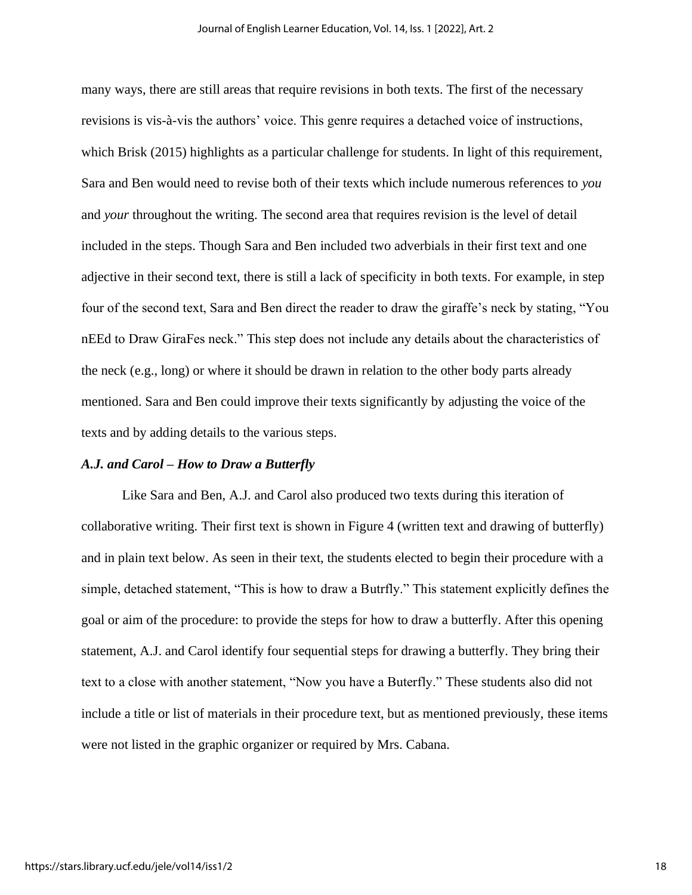many ways, there are still areas that require revisions in both texts. The first of the necessary revisions is vis-à-vis the authors' voice. This genre requires a detached voice of instructions, which Brisk (2015) highlights as a particular challenge for students. In light of this requirement, Sara and Ben would need to revise both of their texts which include numerous references to *you* and *your* throughout the writing. The second area that requires revision is the level of detail included in the steps. Though Sara and Ben included two adverbials in their first text and one adjective in their second text, there is still a lack of specificity in both texts. For example, in step four of the second text, Sara and Ben direct the reader to draw the giraffe's neck by stating, "You nEEd to Draw GiraFes neck." This step does not include any details about the characteristics of the neck (e.g., long) or where it should be drawn in relation to the other body parts already mentioned. Sara and Ben could improve their texts significantly by adjusting the voice of the texts and by adding details to the various steps.

### *A.J. and Carol – How to Draw a Butterfly*

Like Sara and Ben, A.J. and Carol also produced two texts during this iteration of collaborative writing. Their first text is shown in Figure 4 (written text and drawing of butterfly) and in plain text below. As seen in their text, the students elected to begin their procedure with a simple, detached statement, "This is how to draw a Butrfly." This statement explicitly defines the goal or aim of the procedure: to provide the steps for how to draw a butterfly. After this opening statement, A.J. and Carol identify four sequential steps for drawing a butterfly. They bring their text to a close with another statement, "Now you have a Buterfly." These students also did not include a title or list of materials in their procedure text, but as mentioned previously, these items were not listed in the graphic organizer or required by Mrs. Cabana.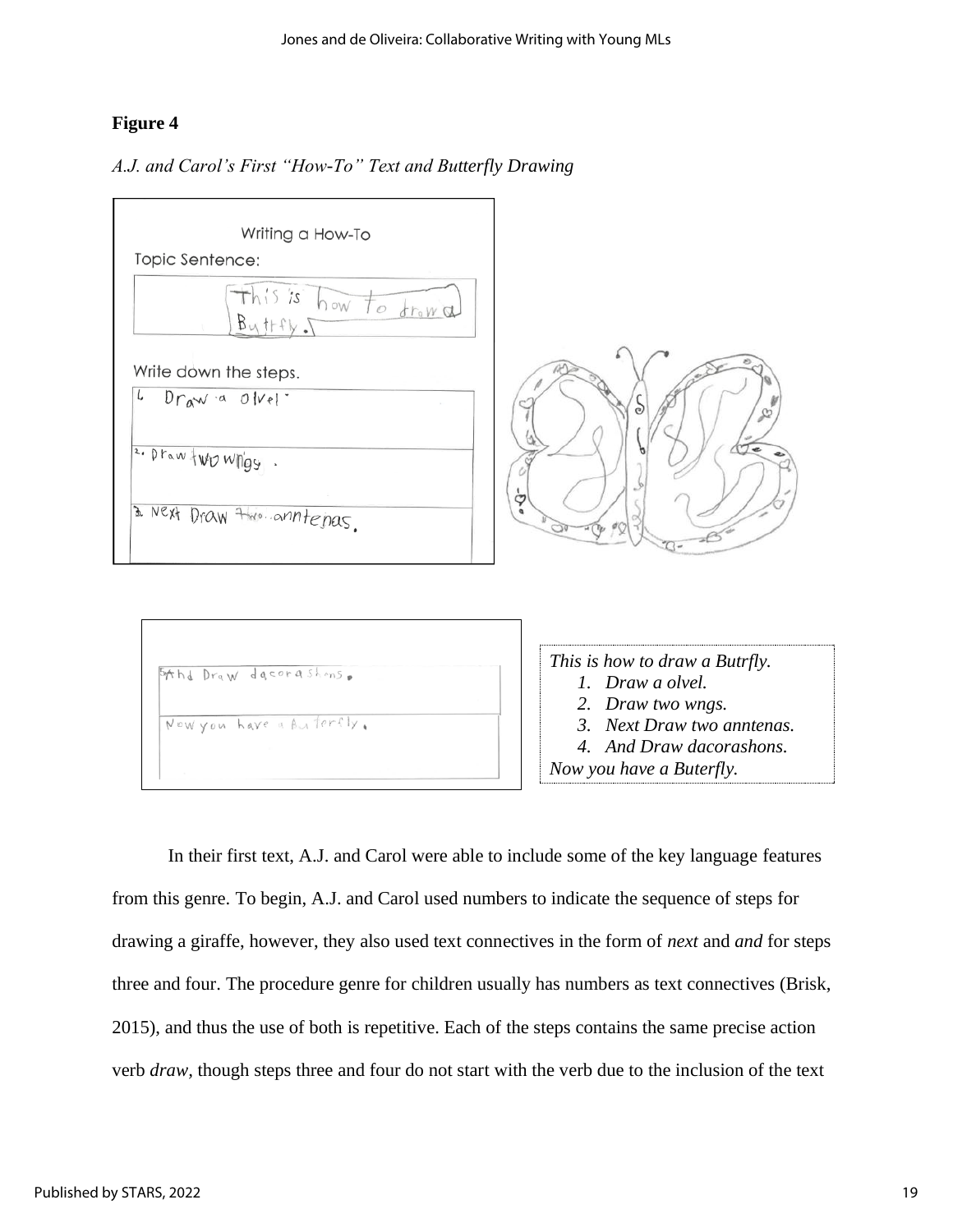**Figure 4**

*A.J. and Carol's First "How-To" Text and Butterfly Drawing*

*This is how to draw a Butrfly.*

1. *Draw a olvel.*
2. *Draw two wngs.*
3. *Next Draw two anntenas.*
4. *And Draw dacorashons.*

*Now you have a Buterfly.*

In their first text, A.J. and Carol were able to include some of the key language features from this genre. To begin, A.J. and Carol used numbers to indicate the sequence of steps for drawing a giraffe, however, they also used text connectives in the form of *next* and *and* for steps three and four. The procedure genre for children usually has numbers as text connectives (Brisk, 2015), and thus the use of both is repetitive. Each of the steps contains the same precise action verb *draw*, though steps three and four do not start with the verb due to the inclusion of the text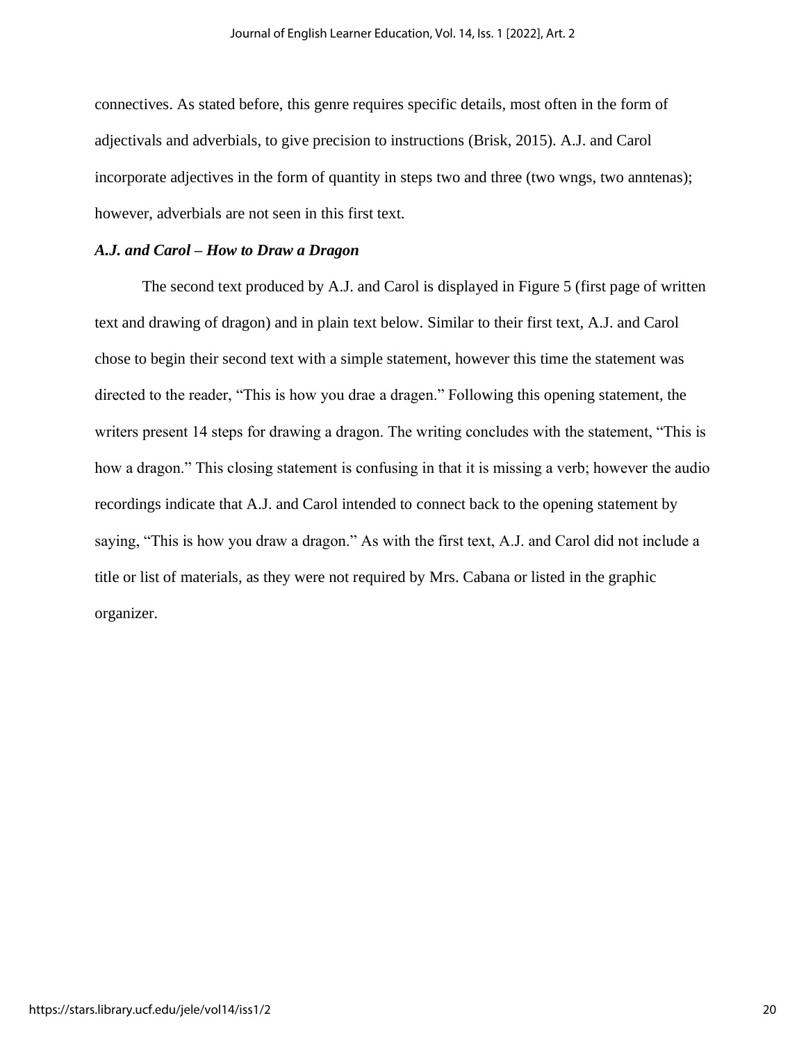connectives. As stated before, this genre requires specific details, most often in the form of adjectivals and adverbials, to give precision to instructions (Brisk, 2015). A.J. and Carol incorporate adjectives in the form of quantity in steps two and three (two wngs, two anntenas); however, adverbials are not seen in this first text.

### *A.J. and Carol – How to Draw a Dragon*

The second text produced by A.J. and Carol is displayed in Figure 5 (first page of written text and drawing of dragon) and in plain text below. Similar to their first text, A.J. and Carol chose to begin their second text with a simple statement, however this time the statement was directed to the reader, "This is how you drae a dragen." Following this opening statement, the writers present 14 steps for drawing a dragon. The writing concludes with the statement, "This is how a dragon." This closing statement is confusing in that it is missing a verb; however the audio recordings indicate that A.J. and Carol intended to connect back to the opening statement by saying, "This is how you draw a dragon." As with the first text, A.J. and Carol did not include a title or list of materials, as they were not required by Mrs. Cabana or listed in the graphic organizer.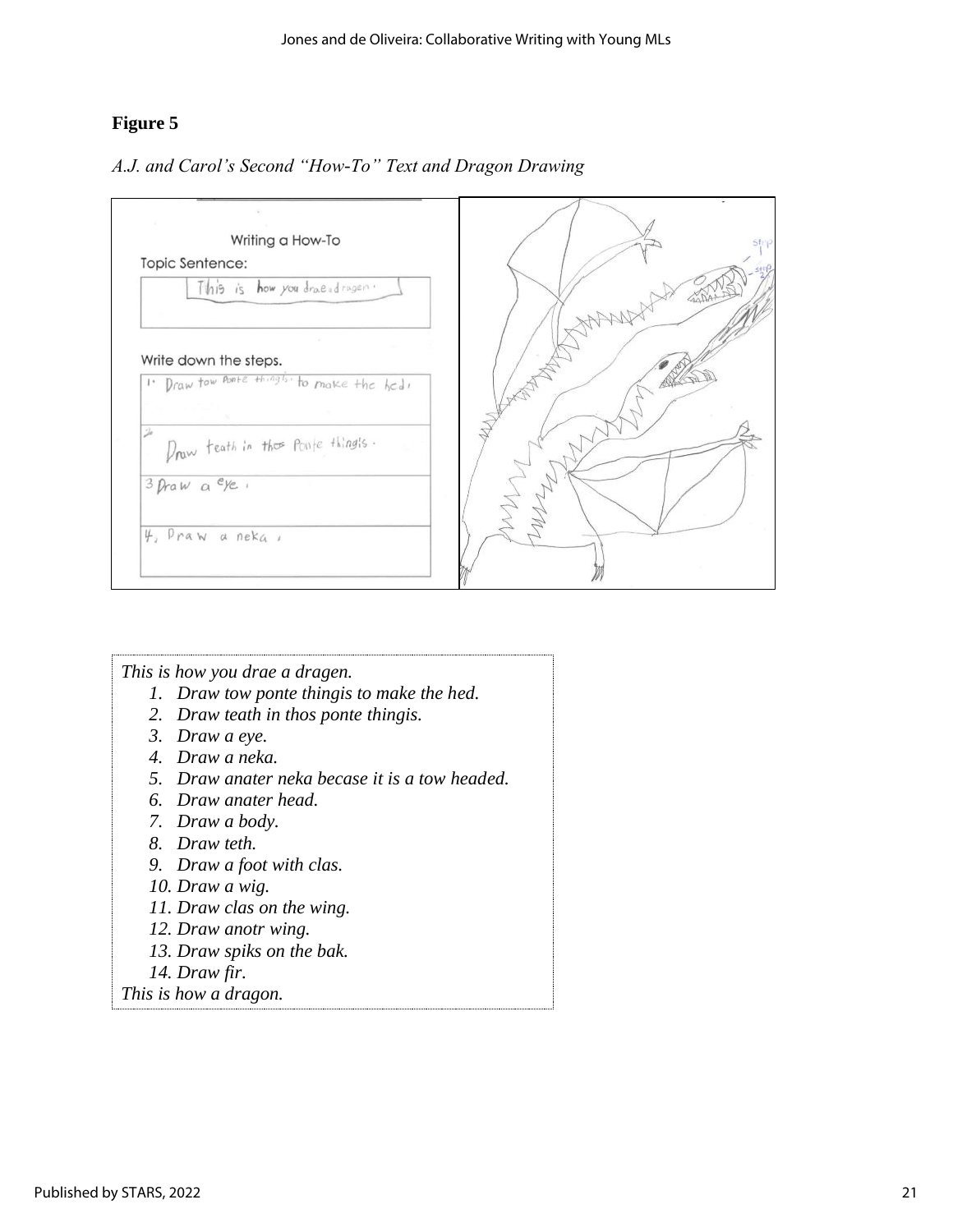## Figure 5

*A.J. and Carol's Second "How-To" Text and Dragon Drawing*

*This is how you drae a dragen.*

1. *Draw tow ponte thingis to make the hed.*
2. *Draw teath in thos ponte thingis.*
3. *Draw a eye.*
4. *Draw a neka.*
5. *Draw anater neka becase it is a tow headed.*
6. *Draw anater head.*
7. *Draw a body.*
8. *Draw teth.*
9. *Draw a foot with clas.*
10. *Draw a wig.*
11. *Draw clas on the wing.*
12. *Draw anotr wing.*
13. *Draw spiks on the bak.*
14. *Draw fir.*

*This is how a dragon.*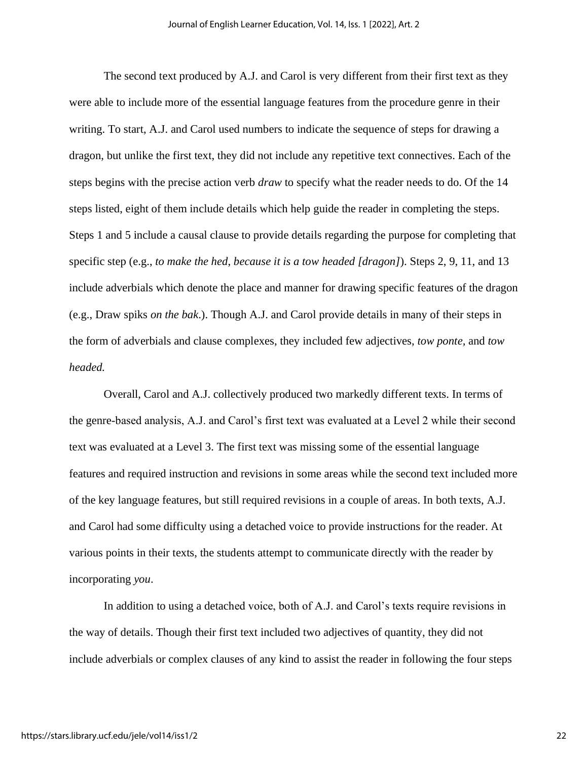The second text produced by A.J. and Carol is very different from their first text as they were able to include more of the essential language features from the procedure genre in their writing. To start, A.J. and Carol used numbers to indicate the sequence of steps for drawing a dragon, but unlike the first text, they did not include any repetitive text connectives. Each of the steps begins with the precise action verb *draw* to specify what the reader needs to do. Of the 14 steps listed, eight of them include details which help guide the reader in completing the steps. Steps 1 and 5 include a causal clause to provide details regarding the purpose for completing that specific step (e.g., *to make the hed*, *because it is a tow headed [dragon]*). Steps 2, 9, 11, and 13 include adverbials which denote the place and manner for drawing specific features of the dragon (e.g., Draw spiks *on the bak*.). Though A.J. and Carol provide details in many of their steps in the form of adverbials and clause complexes, they included few adjectives, *tow ponte,* and *tow headed.*

Overall, Carol and A.J. collectively produced two markedly different texts. In terms of the genre-based analysis, A.J. and Carol's first text was evaluated at a Level 2 while their second text was evaluated at a Level 3. The first text was missing some of the essential language features and required instruction and revisions in some areas while the second text included more of the key language features, but still required revisions in a couple of areas. In both texts, A.J. and Carol had some difficulty using a detached voice to provide instructions for the reader. At various points in their texts, the students attempt to communicate directly with the reader by incorporating *you*.

In addition to using a detached voice, both of A.J. and Carol's texts require revisions in the way of details. Though their first text included two adjectives of quantity, they did not include adverbials or complex clauses of any kind to assist the reader in following the four steps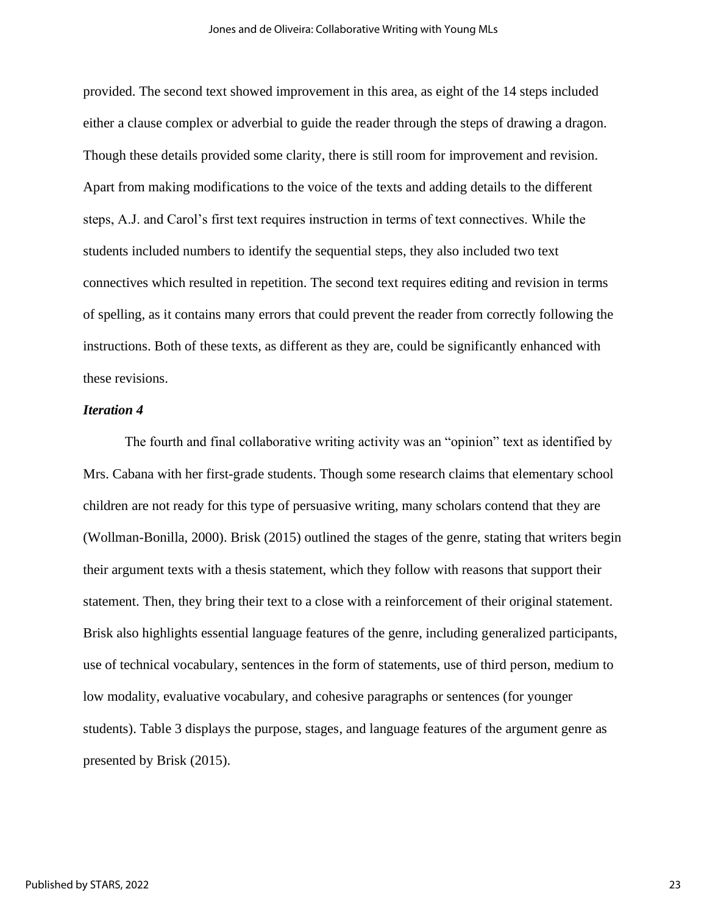provided. The second text showed improvement in this area, as eight of the 14 steps included either a clause complex or adverbial to guide the reader through the steps of drawing a dragon. Though these details provided some clarity, there is still room for improvement and revision. Apart from making modifications to the voice of the texts and adding details to the different steps, A.J. and Carol's first text requires instruction in terms of text connectives. While the students included numbers to identify the sequential steps, they also included two text connectives which resulted in repetition. The second text requires editing and revision in terms of spelling, as it contains many errors that could prevent the reader from correctly following the instructions. Both of these texts, as different as they are, could be significantly enhanced with these revisions.

### *Iteration 4*

The fourth and final collaborative writing activity was an "opinion" text as identified by Mrs. Cabana with her first-grade students. Though some research claims that elementary school children are not ready for this type of persuasive writing, many scholars contend that they are (Wollman-Bonilla, 2000). Brisk (2015) outlined the stages of the genre, stating that writers begin their argument texts with a thesis statement, which they follow with reasons that support their statement. Then, they bring their text to a close with a reinforcement of their original statement. Brisk also highlights essential language features of the genre, including generalized participants, use of technical vocabulary, sentences in the form of statements, use of third person, medium to low modality, evaluative vocabulary, and cohesive paragraphs or sentences (for younger students). Table 3 displays the purpose, stages, and language features of the argument genre as presented by Brisk (2015).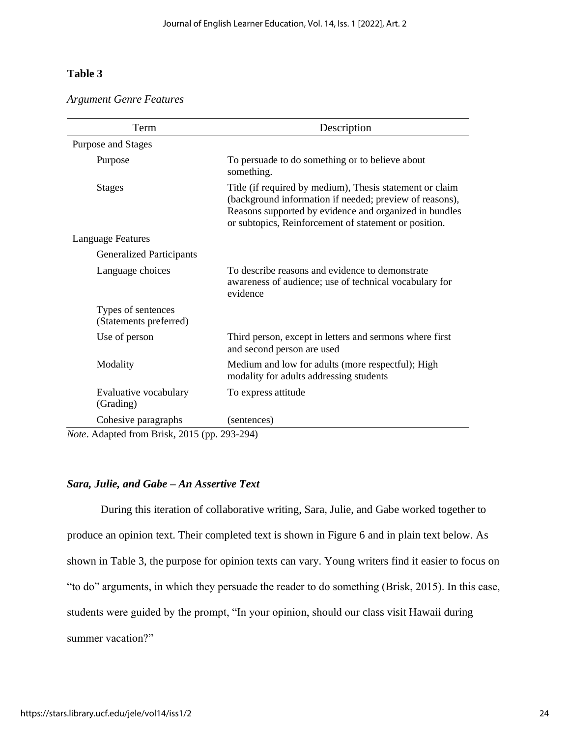**Table 3**

*Argument Genre Features*

| Term | Description |
|---|---|
| Purpose and Stages | |
| Purpose | To persuade to do something or to believe about something. |
| Stages | Title (if required by medium), Thesis statement or claim (background information if needed; preview of reasons), Reasons supported by evidence and organized in bundles or subtopics, Reinforcement of statement or position. |
| Language Features | |
| Generalized Participants | |
| Language choices | To describe reasons and evidence to demonstrate awareness of audience; use of technical vocabulary for evidence |
| Types of sentences (Statements preferred) | |
| Use of person | Third person, except in letters and sermons where first and second person are used |
| Modality | Medium and low for adults (more respectful); High modality for adults addressing students |
| Evaluative vocabulary (Grading) | To express attitude |
| Cohesive paragraphs | (sentences) |

*Note*. Adapted from Brisk, 2015 (pp. 293-294)

### *Sara, Julie, and Gabe – An Assertive Text*

During this iteration of collaborative writing, Sara, Julie, and Gabe worked together to produce an opinion text. Their completed text is shown in Figure 6 and in plain text below. As shown in Table 3, the purpose for opinion texts can vary. Young writers find it easier to focus on "to do" arguments, in which they persuade the reader to do something (Brisk, 2015). In this case, students were guided by the prompt, "In your opinion, should our class visit Hawaii during summer vacation?"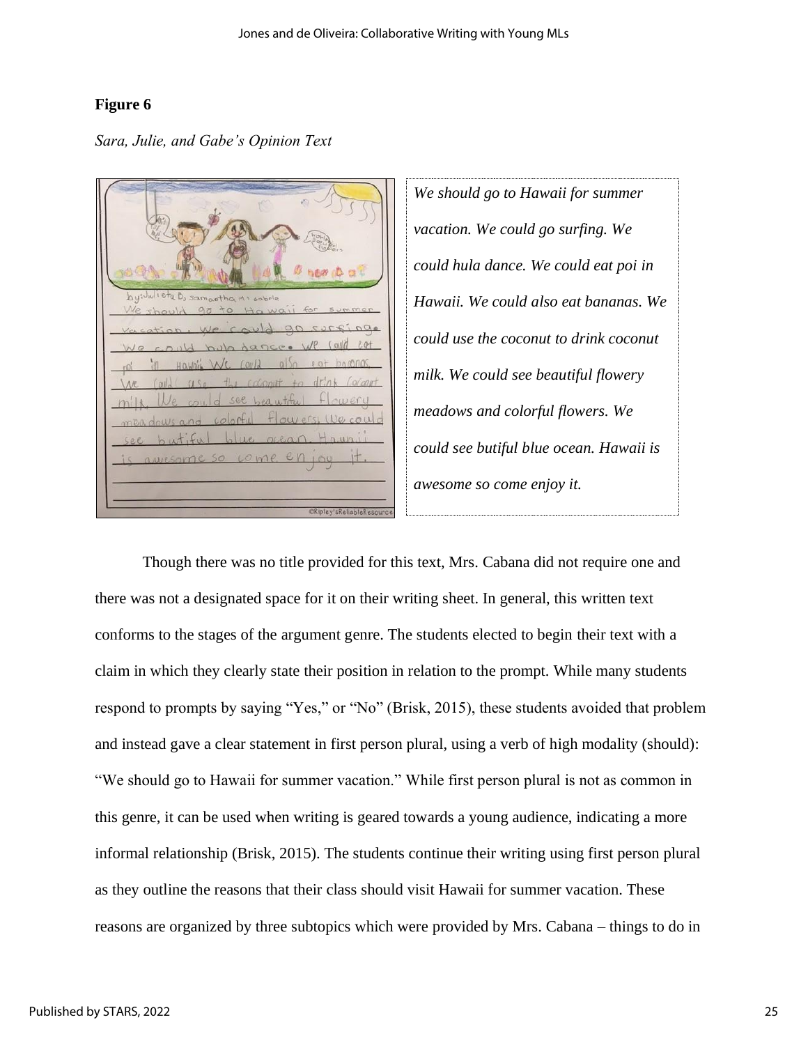**Figure 6**

*Sara, Julie, and Gabe's Opinion Text*

*We should go to Hawaii for summer vacation. We could go surfing. We could hula dance. We could eat poi in Hawaii. We could also eat bananas. We could use the coconut to drink coconut milk. We could see beautiful flowery meadows and colorful flowers. We could see butiful blue ocean. Hawaii is awesome so come enjoy it.*

Though there was no title provided for this text, Mrs. Cabana did not require one and there was not a designated space for it on their writing sheet. In general, this written text conforms to the stages of the argument genre. The students elected to begin their text with a claim in which they clearly state their position in relation to the prompt. While many students respond to prompts by saying "Yes," or "No" (Brisk, 2015), these students avoided that problem and instead gave a clear statement in first person plural, using a verb of high modality (should): "We should go to Hawaii for summer vacation." While first person plural is not as common in this genre, it can be used when writing is geared towards a young audience, indicating a more informal relationship (Brisk, 2015). The students continue their writing using first person plural as they outline the reasons that their class should visit Hawaii for summer vacation. These reasons are organized by three subtopics which were provided by Mrs. Cabana – things to do in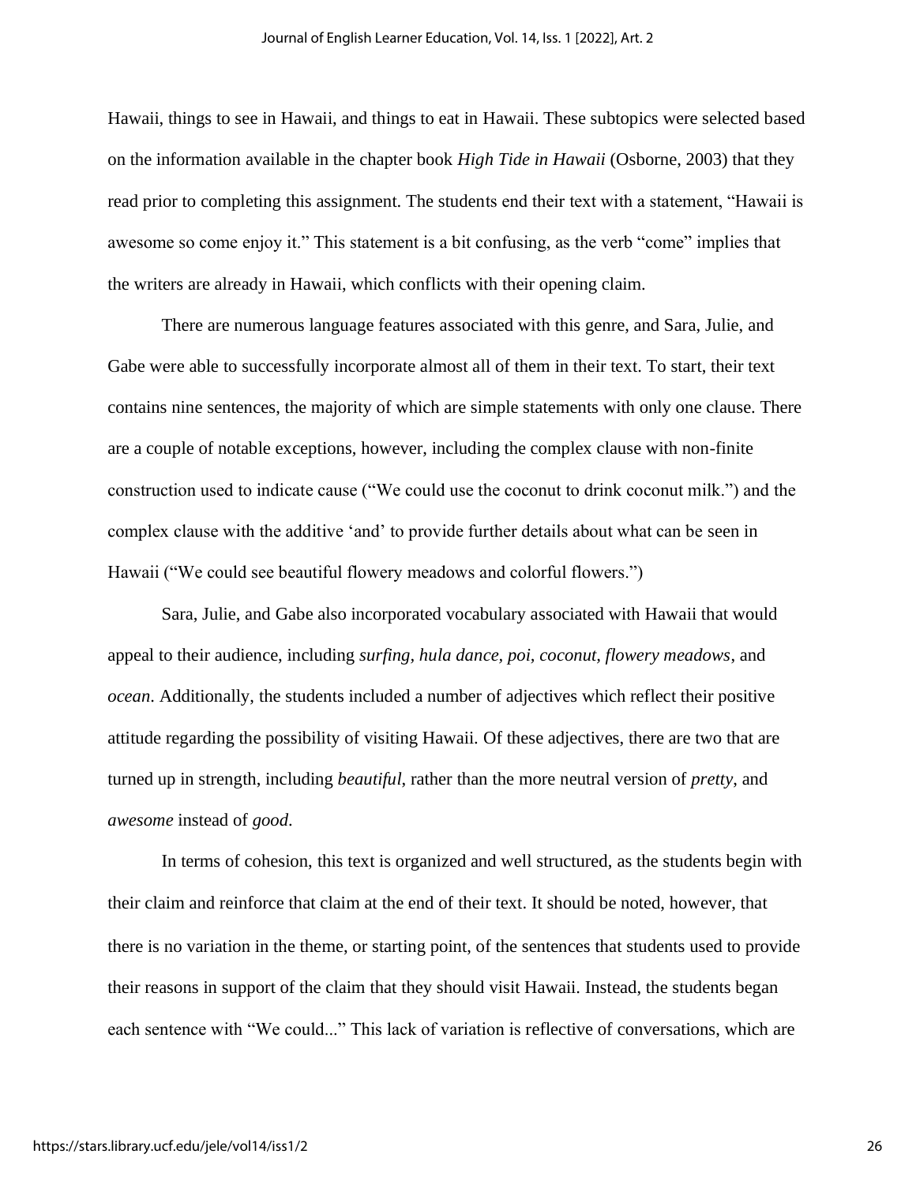Hawaii, things to see in Hawaii, and things to eat in Hawaii. These subtopics were selected based on the information available in the chapter book *High Tide in Hawaii* (Osborne, 2003) that they read prior to completing this assignment. The students end their text with a statement, "Hawaii is awesome so come enjoy it." This statement is a bit confusing, as the verb "come" implies that the writers are already in Hawaii, which conflicts with their opening claim.

There are numerous language features associated with this genre, and Sara, Julie, and Gabe were able to successfully incorporate almost all of them in their text. To start, their text contains nine sentences, the majority of which are simple statements with only one clause. There are a couple of notable exceptions, however, including the complex clause with non-finite construction used to indicate cause ("We could use the coconut to drink coconut milk.") and the complex clause with the additive 'and' to provide further details about what can be seen in Hawaii ("We could see beautiful flowery meadows and colorful flowers.")

Sara, Julie, and Gabe also incorporated vocabulary associated with Hawaii that would appeal to their audience, including *surfing*, *hula dance*, *poi*, *coconut*, *flowery meadows*, and *ocean*. Additionally, the students included a number of adjectives which reflect their positive attitude regarding the possibility of visiting Hawaii. Of these adjectives, there are two that are turned up in strength, including *beautiful*, rather than the more neutral version of *pretty*, and *awesome* instead of *good*.

In terms of cohesion, this text is organized and well structured, as the students begin with their claim and reinforce that claim at the end of their text. It should be noted, however, that there is no variation in the theme, or starting point, of the sentences that students used to provide their reasons in support of the claim that they should visit Hawaii. Instead, the students began each sentence with "We could..." This lack of variation is reflective of conversations, which are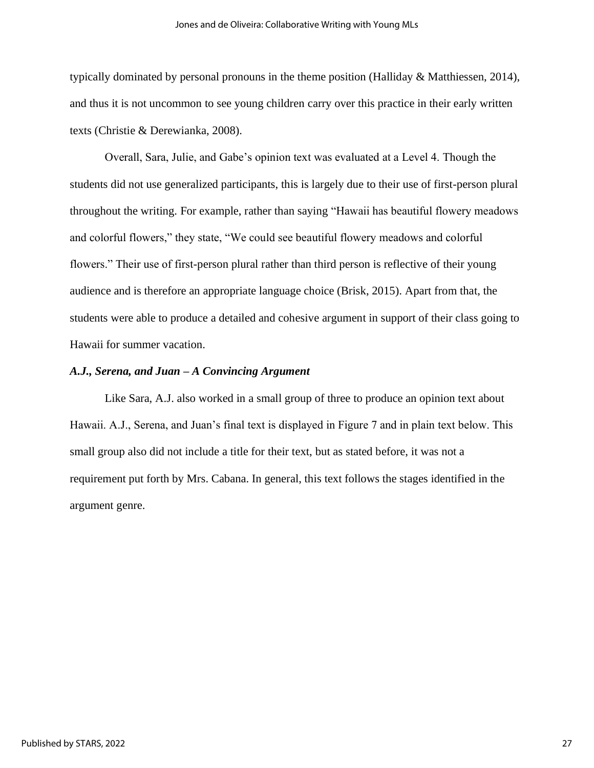typically dominated by personal pronouns in the theme position (Halliday & Matthiessen, 2014), and thus it is not uncommon to see young children carry over this practice in their early written texts (Christie & Derewianka, 2008).

Overall, Sara, Julie, and Gabe's opinion text was evaluated at a Level 4. Though the students did not use generalized participants, this is largely due to their use of first-person plural throughout the writing. For example, rather than saying "Hawaii has beautiful flowery meadows and colorful flowers," they state, "We could see beautiful flowery meadows and colorful flowers." Their use of first-person plural rather than third person is reflective of their young audience and is therefore an appropriate language choice (Brisk, 2015). Apart from that, the students were able to produce a detailed and cohesive argument in support of their class going to Hawaii for summer vacation.

### *A.J., Serena, and Juan – A Convincing Argument*

Like Sara, A.J. also worked in a small group of three to produce an opinion text about Hawaii. A.J., Serena, and Juan's final text is displayed in Figure 7 and in plain text below. This small group also did not include a title for their text, but as stated before, it was not a requirement put forth by Mrs. Cabana. In general, this text follows the stages identified in the argument genre.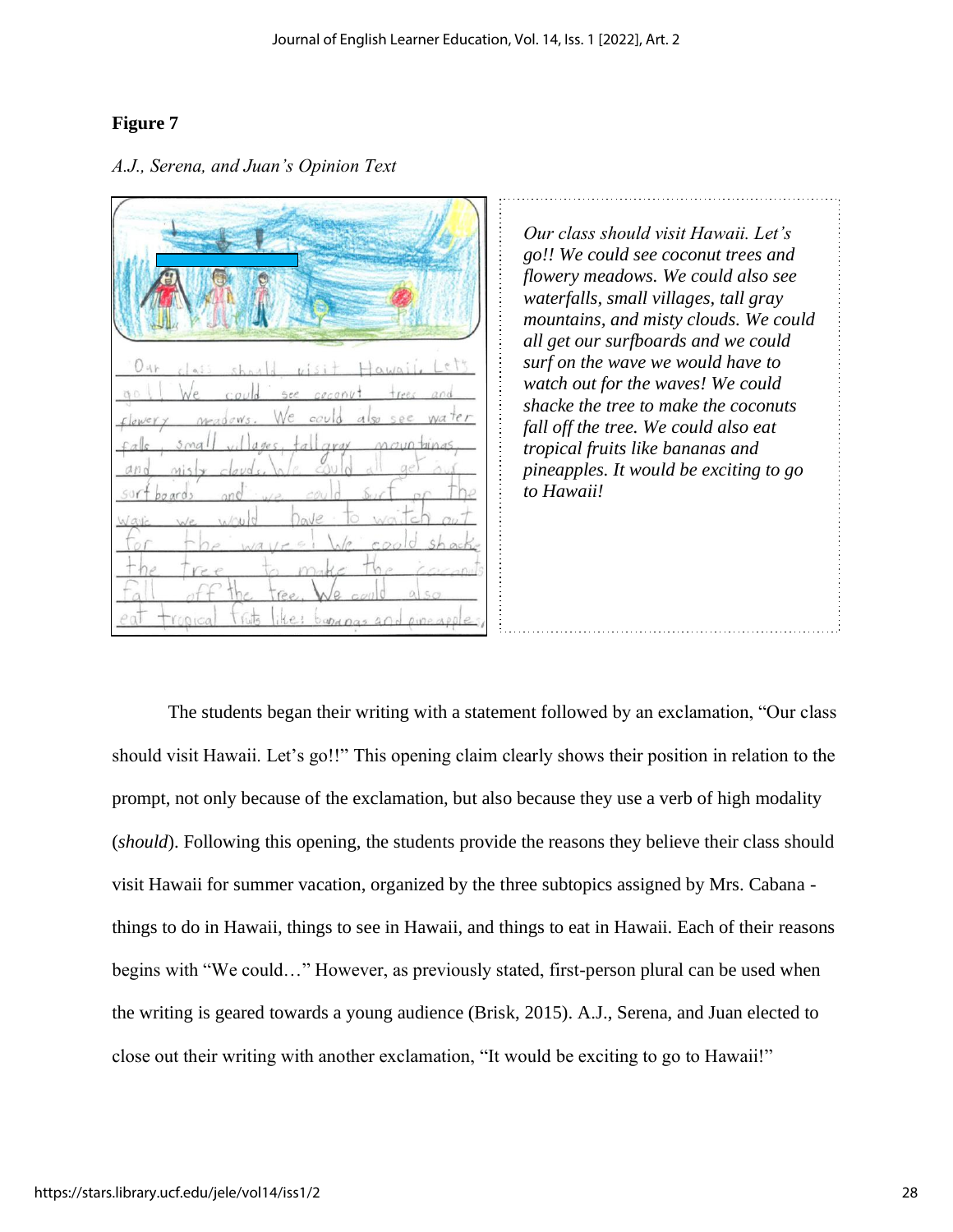**Figure 7**

*A.J., Serena, and Juan's Opinion Text*

*Our class should visit Hawaii. Let's go!! We could see coconut trees and flowery meadows. We could also see waterfalls, small villages, tall gray mountains, and misty clouds. We could all get our surfboards and we could surf on the wave we would have to watch out for the waves! We could shacke the tree to make the coconuts fall off the tree. We could also eat tropical fruits like bananas and pineapples. It would be exciting to go to Hawaii!*

The students began their writing with a statement followed by an exclamation, "Our class should visit Hawaii. Let's go!!" This opening claim clearly shows their position in relation to the prompt, not only because of the exclamation, but also because they use a verb of high modality (*should*). Following this opening, the students provide the reasons they believe their class should visit Hawaii for summer vacation, organized by the three subtopics assigned by Mrs. Cabana - things to do in Hawaii, things to see in Hawaii, and things to eat in Hawaii. Each of their reasons begins with "We could…" However, as previously stated, first-person plural can be used when the writing is geared towards a young audience (Brisk, 2015). A.J., Serena, and Juan elected to close out their writing with another exclamation, "It would be exciting to go to Hawaii!"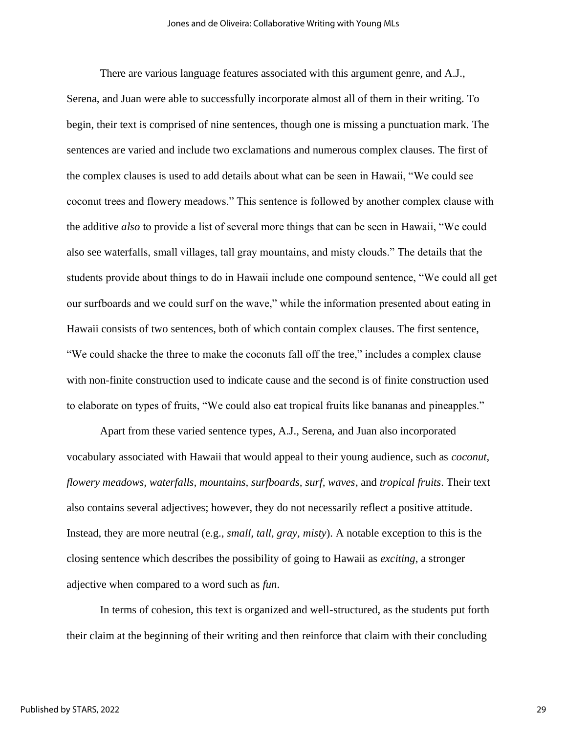There are various language features associated with this argument genre, and A.J., Serena, and Juan were able to successfully incorporate almost all of them in their writing. To begin, their text is comprised of nine sentences, though one is missing a punctuation mark. The sentences are varied and include two exclamations and numerous complex clauses. The first of the complex clauses is used to add details about what can be seen in Hawaii, "We could see coconut trees and flowery meadows." This sentence is followed by another complex clause with the additive *also* to provide a list of several more things that can be seen in Hawaii, "We could also see waterfalls, small villages, tall gray mountains, and misty clouds." The details that the students provide about things to do in Hawaii include one compound sentence, "We could all get our surfboards and we could surf on the wave," while the information presented about eating in Hawaii consists of two sentences, both of which contain complex clauses. The first sentence, "We could shacke the three to make the coconuts fall off the tree," includes a complex clause with non-finite construction used to indicate cause and the second is of finite construction used to elaborate on types of fruits, "We could also eat tropical fruits like bananas and pineapples."

Apart from these varied sentence types, A.J., Serena, and Juan also incorporated vocabulary associated with Hawaii that would appeal to their young audience, such as *coconut, flowery meadows, waterfalls, mountains, surfboards, surf, waves*, and *tropical fruits*. Their text also contains several adjectives; however, they do not necessarily reflect a positive attitude. Instead, they are more neutral (e.g., *small, tall, gray, misty*). A notable exception to this is the closing sentence which describes the possibility of going to Hawaii as *exciting*, a stronger adjective when compared to a word such as *fun*.

In terms of cohesion, this text is organized and well-structured, as the students put forth their claim at the beginning of their writing and then reinforce that claim with their concluding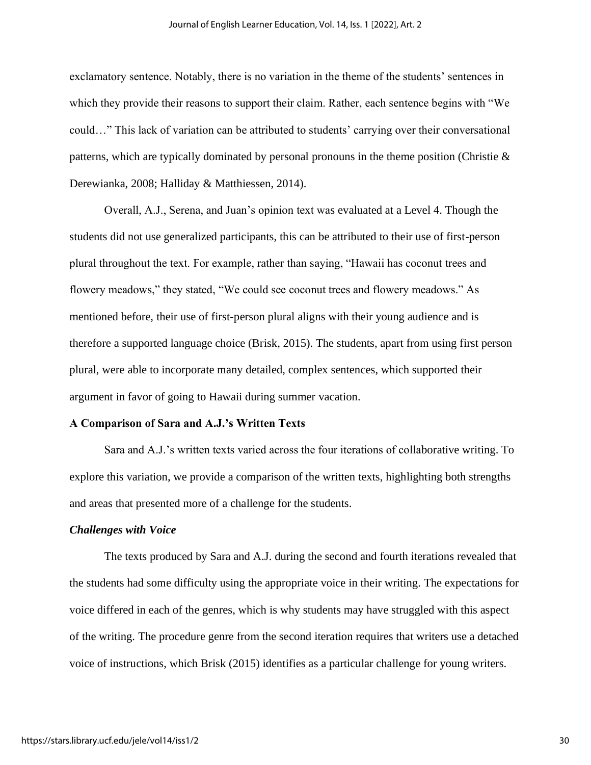exclamatory sentence. Notably, there is no variation in the theme of the students' sentences in which they provide their reasons to support their claim. Rather, each sentence begins with "We could…" This lack of variation can be attributed to students' carrying over their conversational patterns, which are typically dominated by personal pronouns in the theme position (Christie & Derewianka, 2008; Halliday & Matthiessen, 2014).

Overall, A.J., Serena, and Juan's opinion text was evaluated at a Level 4. Though the students did not use generalized participants, this can be attributed to their use of first-person plural throughout the text. For example, rather than saying, "Hawaii has coconut trees and flowery meadows," they stated, "We could see coconut trees and flowery meadows." As mentioned before, their use of first-person plural aligns with their young audience and is therefore a supported language choice (Brisk, 2015). The students, apart from using first person plural, were able to incorporate many detailed, complex sentences, which supported their argument in favor of going to Hawaii during summer vacation.

### A Comparison of Sara and A.J.'s Written Texts

Sara and A.J.'s written texts varied across the four iterations of collaborative writing. To explore this variation, we provide a comparison of the written texts, highlighting both strengths and areas that presented more of a challenge for the students.

#### *Challenges with Voice*

The texts produced by Sara and A.J. during the second and fourth iterations revealed that the students had some difficulty using the appropriate voice in their writing. The expectations for voice differed in each of the genres, which is why students may have struggled with this aspect of the writing. The procedure genre from the second iteration requires that writers use a detached voice of instructions, which Brisk (2015) identifies as a particular challenge for young writers.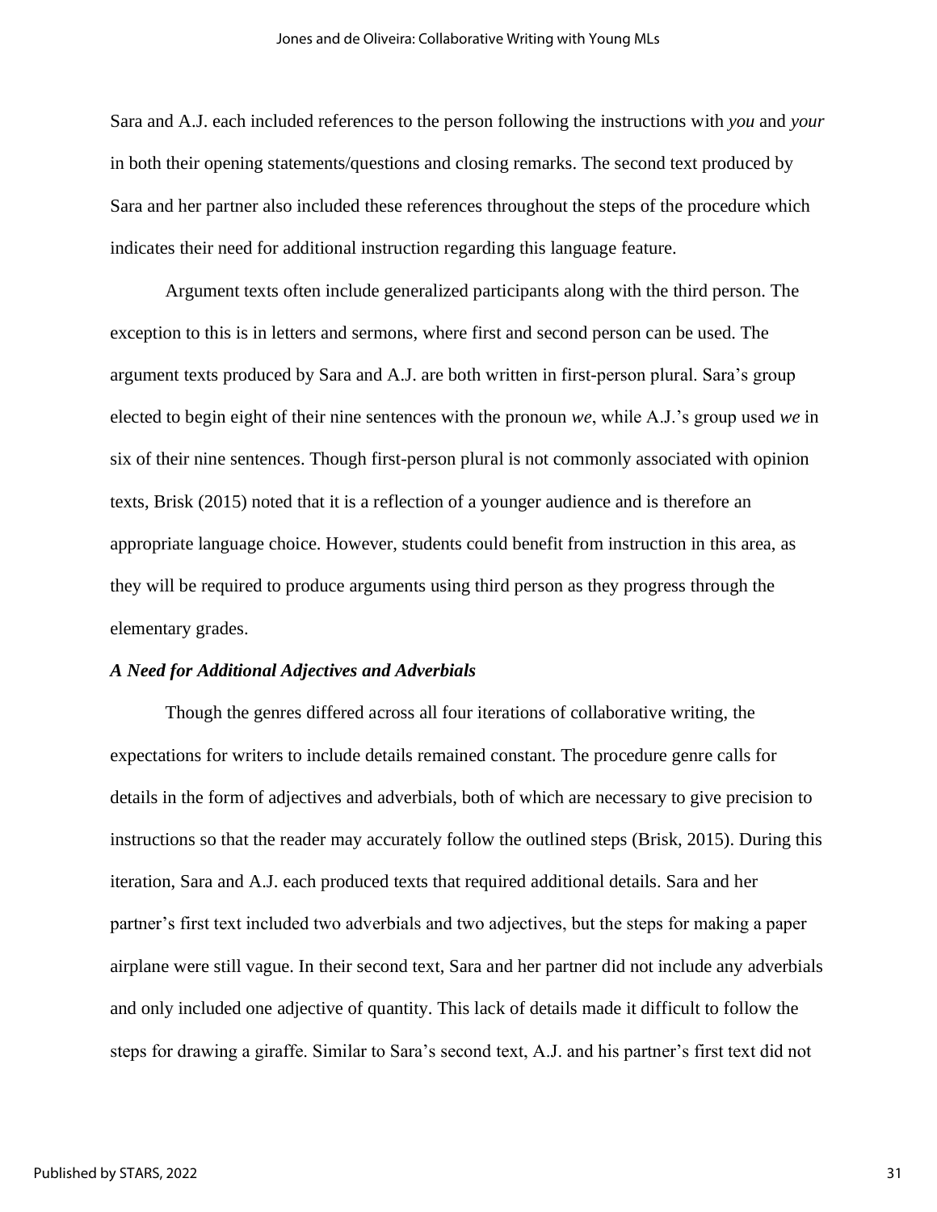Sara and A.J. each included references to the person following the instructions with *you* and *your* in both their opening statements/questions and closing remarks. The second text produced by Sara and her partner also included these references throughout the steps of the procedure which indicates their need for additional instruction regarding this language feature.

Argument texts often include generalized participants along with the third person. The exception to this is in letters and sermons, where first and second person can be used. The argument texts produced by Sara and A.J. are both written in first-person plural. Sara's group elected to begin eight of their nine sentences with the pronoun *we*, while A.J.'s group used *we* in six of their nine sentences. Though first-person plural is not commonly associated with opinion texts, Brisk (2015) noted that it is a reflection of a younger audience and is therefore an appropriate language choice. However, students could benefit from instruction in this area, as they will be required to produce arguments using third person as they progress through the elementary grades.

### *A Need for Additional Adjectives and Adverbials*

Though the genres differed across all four iterations of collaborative writing, the expectations for writers to include details remained constant. The procedure genre calls for details in the form of adjectives and adverbials, both of which are necessary to give precision to instructions so that the reader may accurately follow the outlined steps (Brisk, 2015). During this iteration, Sara and A.J. each produced texts that required additional details. Sara and her partner's first text included two adverbials and two adjectives, but the steps for making a paper airplane were still vague. In their second text, Sara and her partner did not include any adverbials and only included one adjective of quantity. This lack of details made it difficult to follow the steps for drawing a giraffe. Similar to Sara's second text, A.J. and his partner's first text did not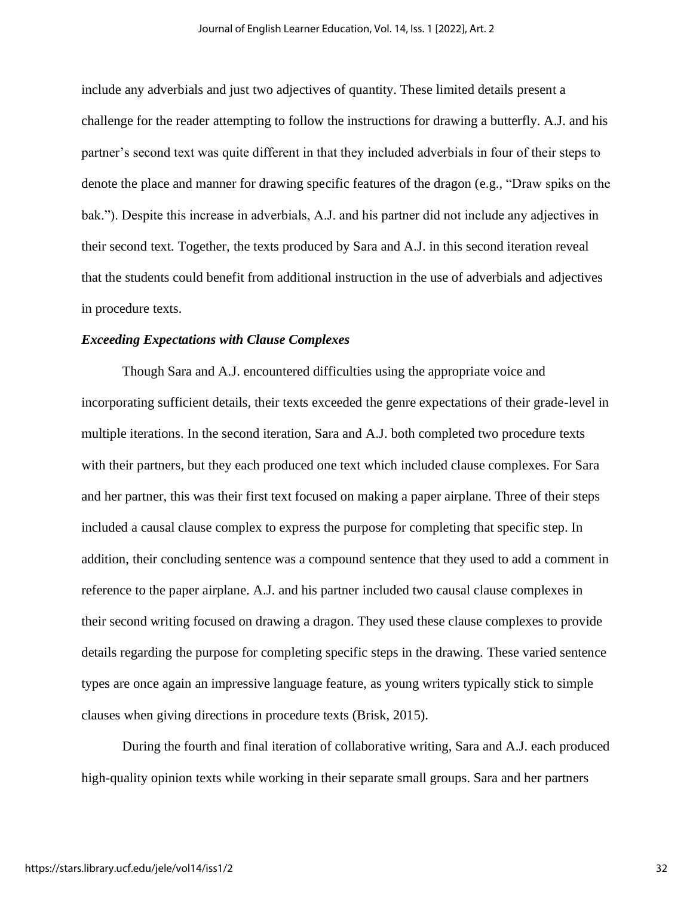include any adverbials and just two adjectives of quantity. These limited details present a challenge for the reader attempting to follow the instructions for drawing a butterfly. A.J. and his partner's second text was quite different in that they included adverbials in four of their steps to denote the place and manner for drawing specific features of the dragon (e.g., "Draw spiks on the bak."). Despite this increase in adverbials, A.J. and his partner did not include any adjectives in their second text. Together, the texts produced by Sara and A.J. in this second iteration reveal that the students could benefit from additional instruction in the use of adverbials and adjectives in procedure texts.

### *Exceeding Expectations with Clause Complexes*

Though Sara and A.J. encountered difficulties using the appropriate voice and incorporating sufficient details, their texts exceeded the genre expectations of their grade-level in multiple iterations. In the second iteration, Sara and A.J. both completed two procedure texts with their partners, but they each produced one text which included clause complexes. For Sara and her partner, this was their first text focused on making a paper airplane. Three of their steps included a causal clause complex to express the purpose for completing that specific step. In addition, their concluding sentence was a compound sentence that they used to add a comment in reference to the paper airplane. A.J. and his partner included two causal clause complexes in their second writing focused on drawing a dragon. They used these clause complexes to provide details regarding the purpose for completing specific steps in the drawing. These varied sentence types are once again an impressive language feature, as young writers typically stick to simple clauses when giving directions in procedure texts (Brisk, 2015).

During the fourth and final iteration of collaborative writing, Sara and A.J. each produced high-quality opinion texts while working in their separate small groups. Sara and her partners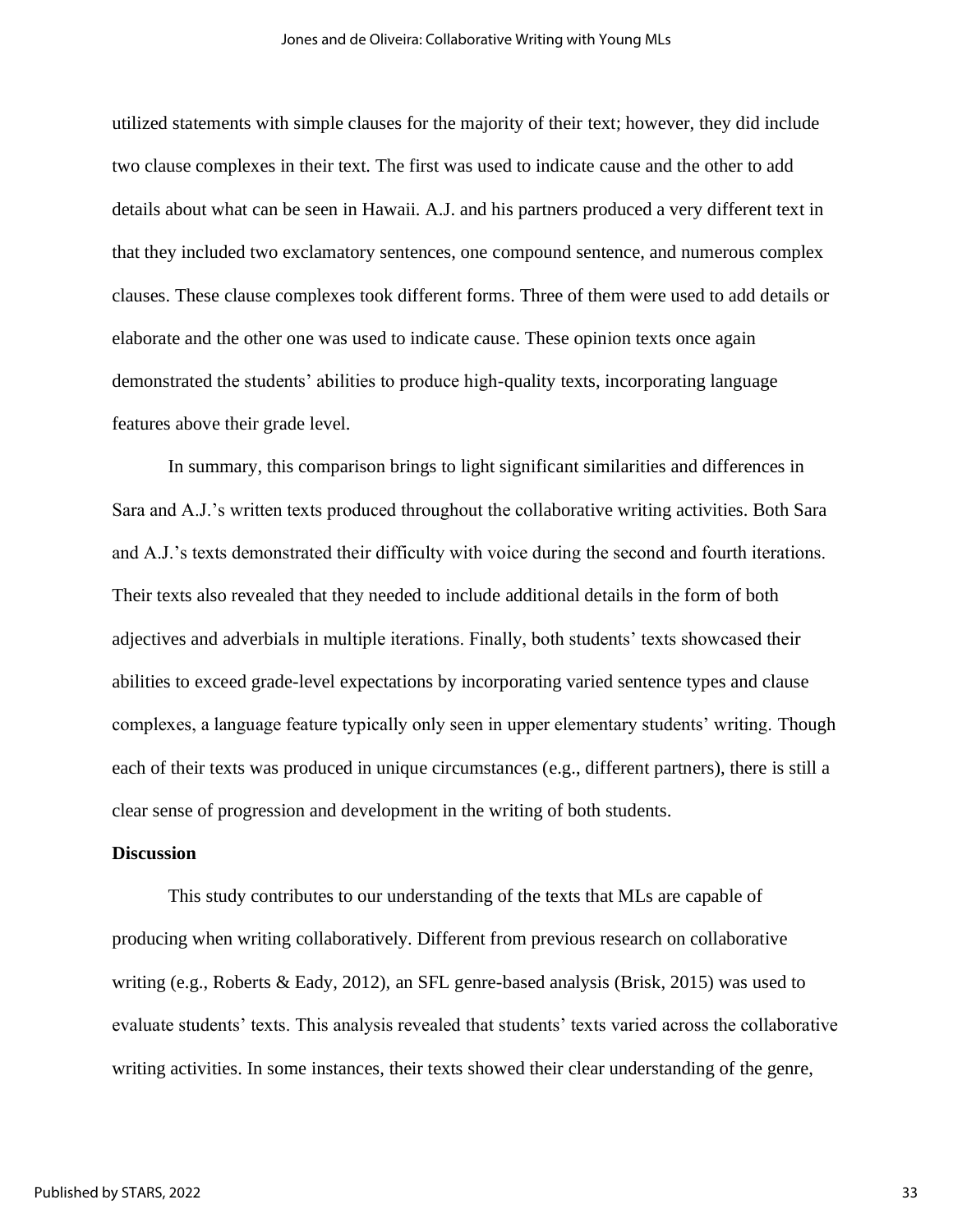utilized statements with simple clauses for the majority of their text; however, they did include two clause complexes in their text. The first was used to indicate cause and the other to add details about what can be seen in Hawaii. A.J. and his partners produced a very different text in that they included two exclamatory sentences, one compound sentence, and numerous complex clauses. These clause complexes took different forms. Three of them were used to add details or elaborate and the other one was used to indicate cause. These opinion texts once again demonstrated the students' abilities to produce high-quality texts, incorporating language features above their grade level.

In summary, this comparison brings to light significant similarities and differences in Sara and A.J.'s written texts produced throughout the collaborative writing activities. Both Sara and A.J.'s texts demonstrated their difficulty with voice during the second and fourth iterations. Their texts also revealed that they needed to include additional details in the form of both adjectives and adverbials in multiple iterations. Finally, both students' texts showcased their abilities to exceed grade-level expectations by incorporating varied sentence types and clause complexes, a language feature typically only seen in upper elementary students' writing. Though each of their texts was produced in unique circumstances (e.g., different partners), there is still a clear sense of progression and development in the writing of both students.

**Discussion**

This study contributes to our understanding of the texts that MLs are capable of producing when writing collaboratively. Different from previous research on collaborative writing (e.g., Roberts & Eady, 2012), an SFL genre-based analysis (Brisk, 2015) was used to evaluate students' texts. This analysis revealed that students' texts varied across the collaborative writing activities. In some instances, their texts showed their clear understanding of the genre,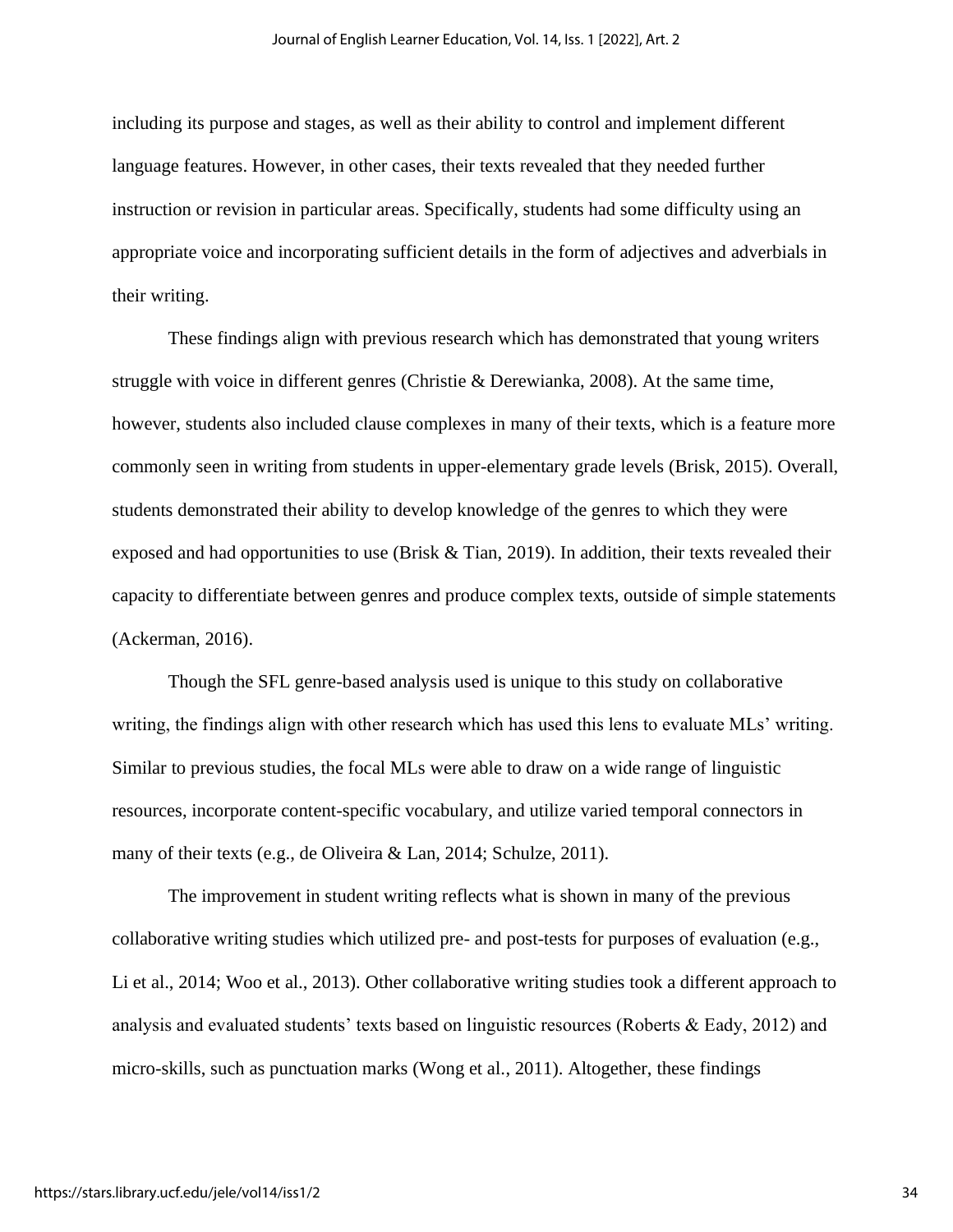including its purpose and stages, as well as their ability to control and implement different language features. However, in other cases, their texts revealed that they needed further instruction or revision in particular areas. Specifically, students had some difficulty using an appropriate voice and incorporating sufficient details in the form of adjectives and adverbials in their writing.

These findings align with previous research which has demonstrated that young writers struggle with voice in different genres (Christie & Derewianka, 2008). At the same time, however, students also included clause complexes in many of their texts, which is a feature more commonly seen in writing from students in upper-elementary grade levels (Brisk, 2015). Overall, students demonstrated their ability to develop knowledge of the genres to which they were exposed and had opportunities to use (Brisk & Tian, 2019). In addition, their texts revealed their capacity to differentiate between genres and produce complex texts, outside of simple statements (Ackerman, 2016).

Though the SFL genre-based analysis used is unique to this study on collaborative writing, the findings align with other research which has used this lens to evaluate MLs' writing. Similar to previous studies, the focal MLs were able to draw on a wide range of linguistic resources, incorporate content-specific vocabulary, and utilize varied temporal connectors in many of their texts (e.g., de Oliveira & Lan, 2014; Schulze, 2011).

The improvement in student writing reflects what is shown in many of the previous collaborative writing studies which utilized pre- and post-tests for purposes of evaluation (e.g., Li et al., 2014; Woo et al., 2013). Other collaborative writing studies took a different approach to analysis and evaluated students' texts based on linguistic resources (Roberts & Eady, 2012) and micro-skills, such as punctuation marks (Wong et al., 2011). Altogether, these findings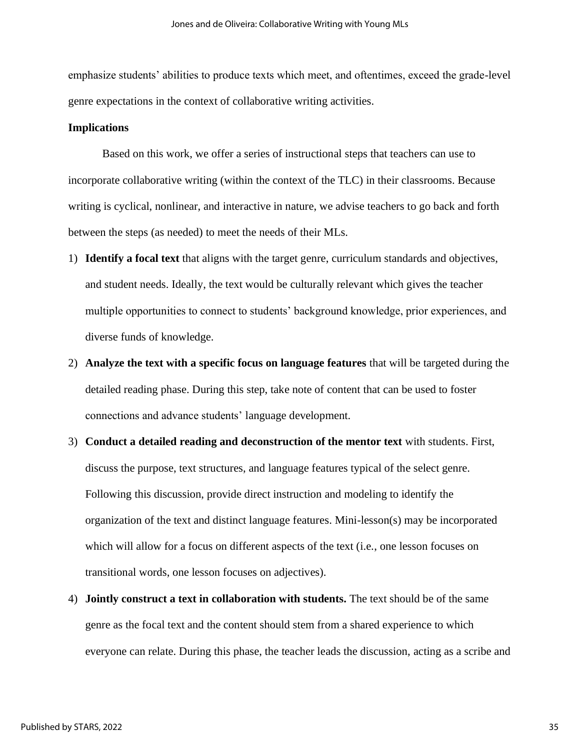emphasize students' abilities to produce texts which meet, and oftentimes, exceed the grade-level genre expectations in the context of collaborative writing activities.

**Implications**

Based on this work, we offer a series of instructional steps that teachers can use to incorporate collaborative writing (within the context of the TLC) in their classrooms. Because writing is cyclical, nonlinear, and interactive in nature, we advise teachers to go back and forth between the steps (as needed) to meet the needs of their MLs.

1) **Identify a focal text** that aligns with the target genre, curriculum standards and objectives, and student needs. Ideally, the text would be culturally relevant which gives the teacher multiple opportunities to connect to students' background knowledge, prior experiences, and diverse funds of knowledge.
2) **Analyze the text with a specific focus on language features** that will be targeted during the detailed reading phase. During this step, take note of content that can be used to foster connections and advance students' language development.
3) **Conduct a detailed reading and deconstruction of the mentor text** with students. First, discuss the purpose, text structures, and language features typical of the select genre. Following this discussion, provide direct instruction and modeling to identify the organization of the text and distinct language features. Mini-lesson(s) may be incorporated which will allow for a focus on different aspects of the text (i.e., one lesson focuses on transitional words, one lesson focuses on adjectives).
4) **Jointly construct a text in collaboration with students.** The text should be of the same genre as the focal text and the content should stem from a shared experience to which everyone can relate. During this phase, the teacher leads the discussion, acting as a scribe and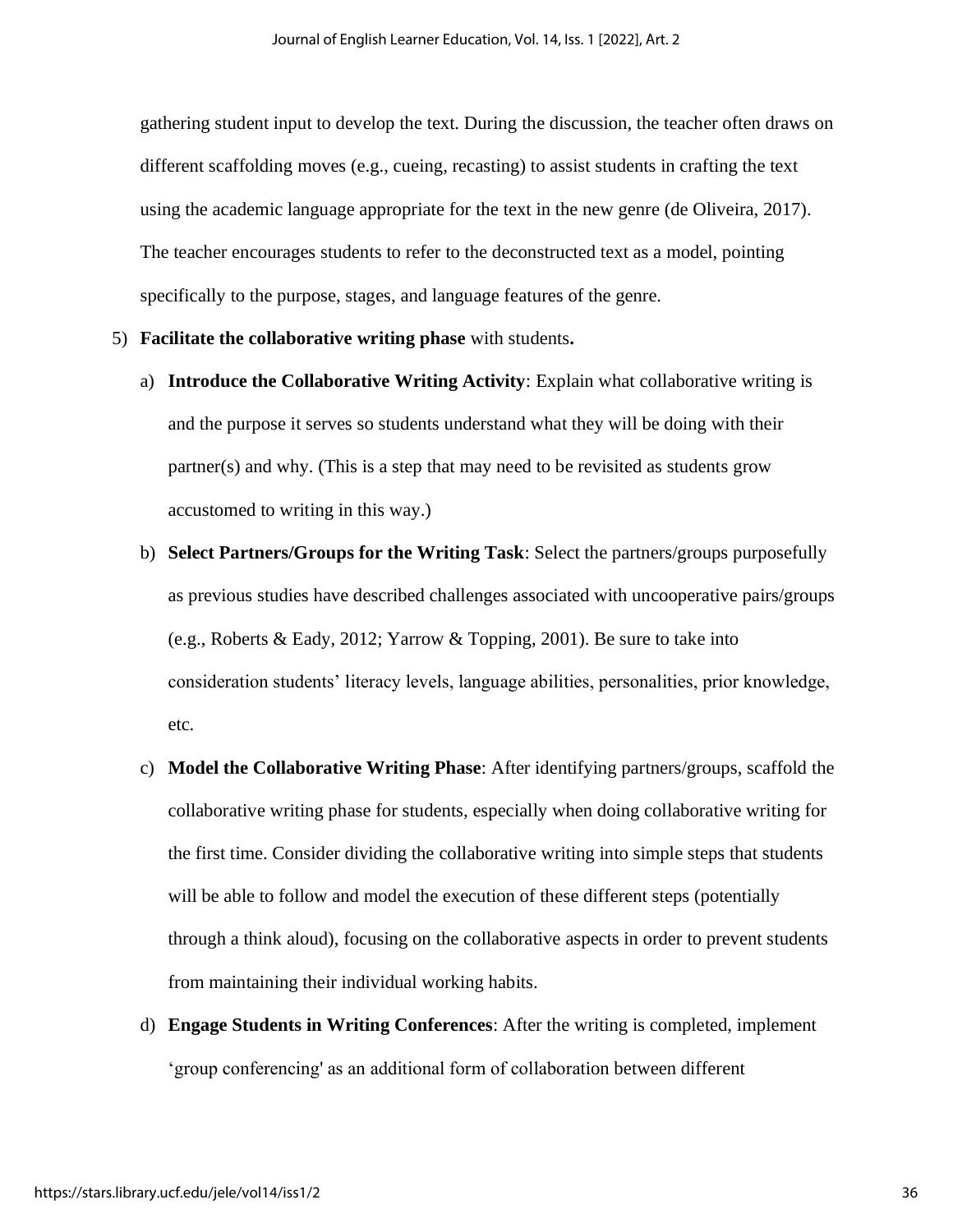gathering student input to develop the text. During the discussion, the teacher often draws on different scaffolding moves (e.g., cueing, recasting) to assist students in crafting the text using the academic language appropriate for the text in the new genre (de Oliveira, 2017). The teacher encourages students to refer to the deconstructed text as a model, pointing specifically to the purpose, stages, and language features of the genre.

5) **Facilitate the collaborative writing phase** with students**.**

   a) **Introduce the Collaborative Writing Activity**: Explain what collaborative writing is and the purpose it serves so students understand what they will be doing with their partner(s) and why. (This is a step that may need to be revisited as students grow accustomed to writing in this way.)

   b) **Select Partners/Groups for the Writing Task**: Select the partners/groups purposefully as previous studies have described challenges associated with uncooperative pairs/groups (e.g., Roberts & Eady, 2012; Yarrow & Topping, 2001). Be sure to take into consideration students' literacy levels, language abilities, personalities, prior knowledge, etc.

   c) **Model the Collaborative Writing Phase**: After identifying partners/groups, scaffold the collaborative writing phase for students, especially when doing collaborative writing for the first time. Consider dividing the collaborative writing into simple steps that students will be able to follow and model the execution of these different steps (potentially through a think aloud), focusing on the collaborative aspects in order to prevent students from maintaining their individual working habits.

   d) **Engage Students in Writing Conferences**: After the writing is completed, implement 'group conferencing' as an additional form of collaboration between different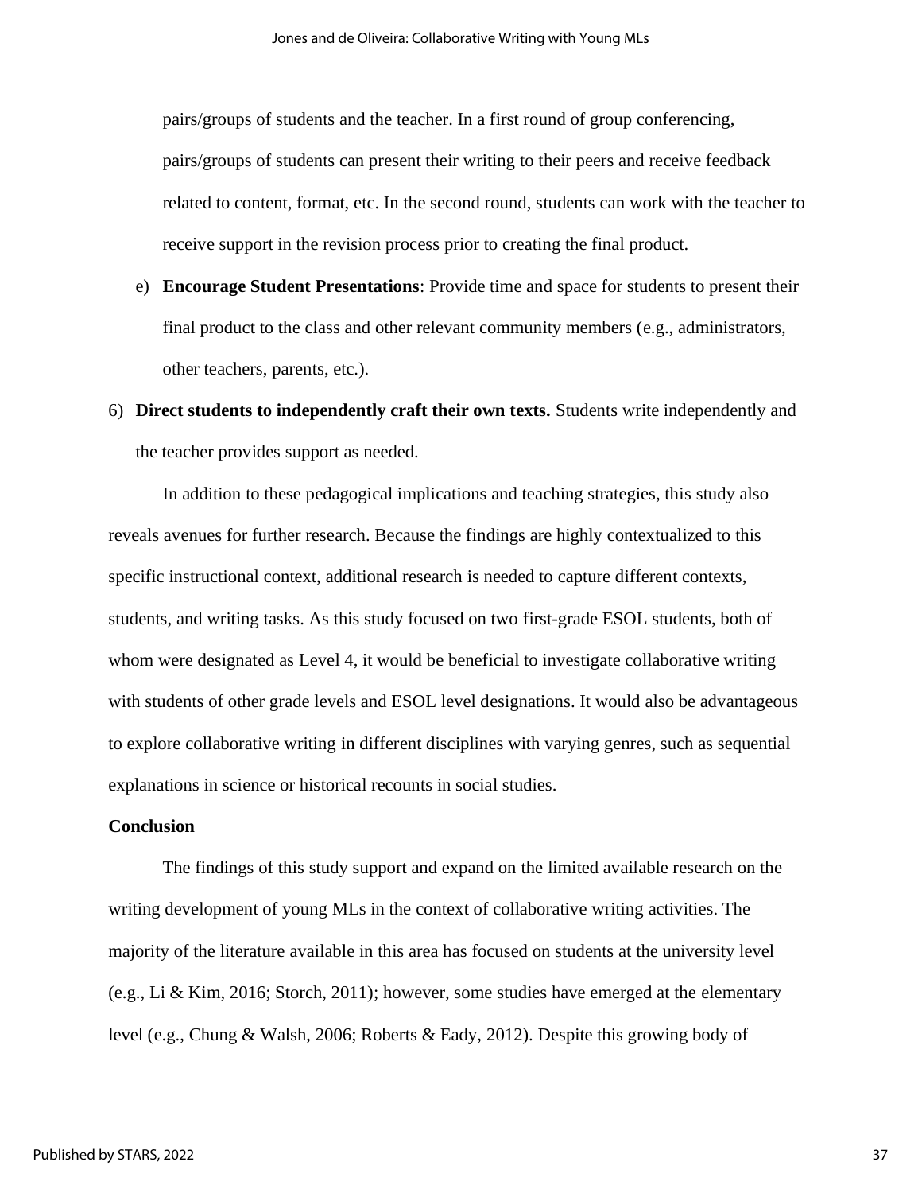pairs/groups of students and the teacher. In a first round of group conferencing, pairs/groups of students can present their writing to their peers and receive feedback related to content, format, etc. In the second round, students can work with the teacher to receive support in the revision process prior to creating the final product.

   e) **Encourage Student Presentations**: Provide time and space for students to present their final product to the class and other relevant community members (e.g., administrators, other teachers, parents, etc.).

6) **Direct students to independently craft their own texts.** Students write independently and the teacher provides support as needed.

In addition to these pedagogical implications and teaching strategies, this study also reveals avenues for further research. Because the findings are highly contextualized to this specific instructional context, additional research is needed to capture different contexts, students, and writing tasks. As this study focused on two first-grade ESOL students, both of whom were designated as Level 4, it would be beneficial to investigate collaborative writing with students of other grade levels and ESOL level designations. It would also be advantageous to explore collaborative writing in different disciplines with varying genres, such as sequential explanations in science or historical recounts in social studies.

**Conclusion**

The findings of this study support and expand on the limited available research on the writing development of young MLs in the context of collaborative writing activities. The majority of the literature available in this area has focused on students at the university level (e.g., Li & Kim, 2016; Storch, 2011); however, some studies have emerged at the elementary level (e.g., Chung & Walsh, 2006; Roberts & Eady, 2012). Despite this growing body of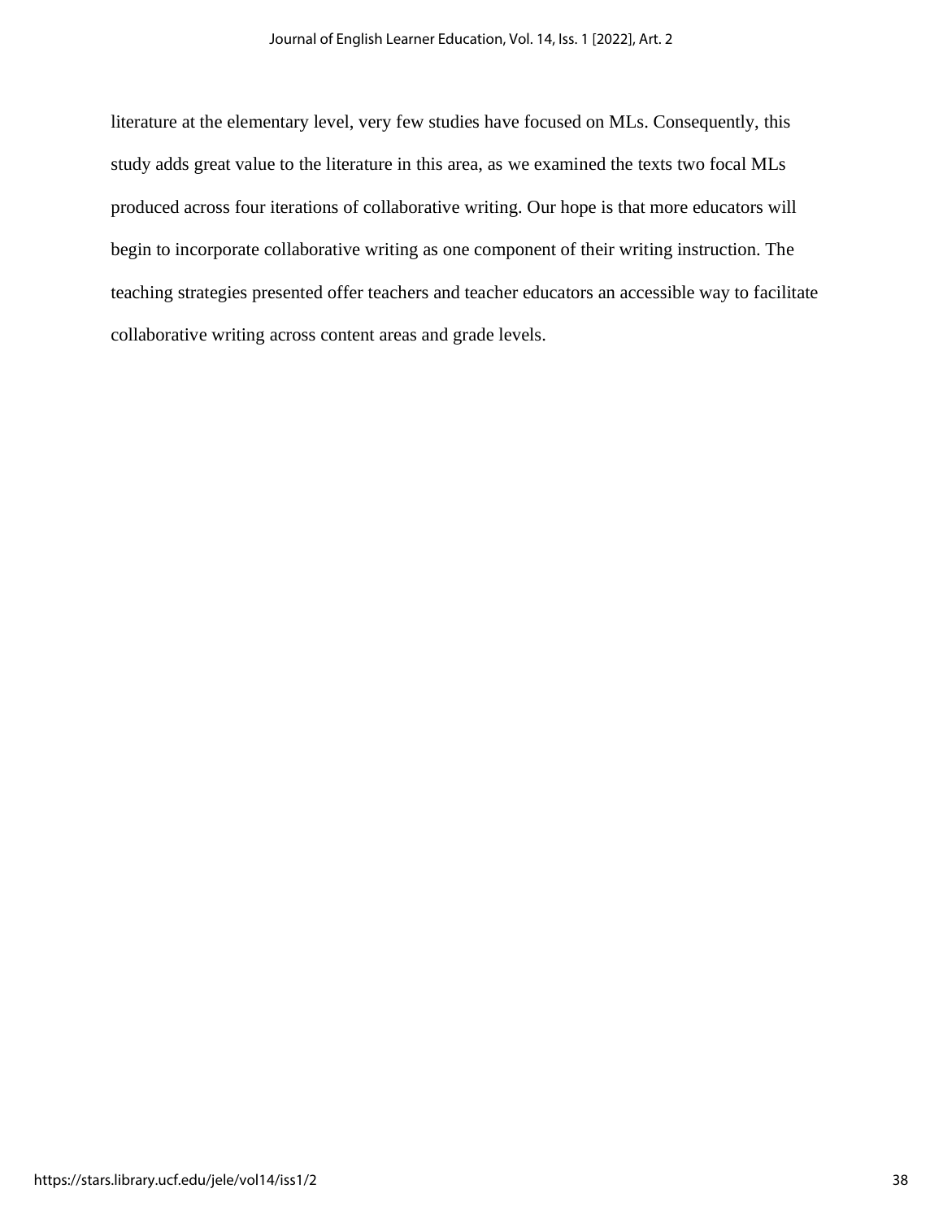literature at the elementary level, very few studies have focused on MLs. Consequently, this study adds great value to the literature in this area, as we examined the texts two focal MLs produced across four iterations of collaborative writing. Our hope is that more educators will begin to incorporate collaborative writing as one component of their writing instruction. The teaching strategies presented offer teachers and teacher educators an accessible way to facilitate collaborative writing across content areas and grade levels.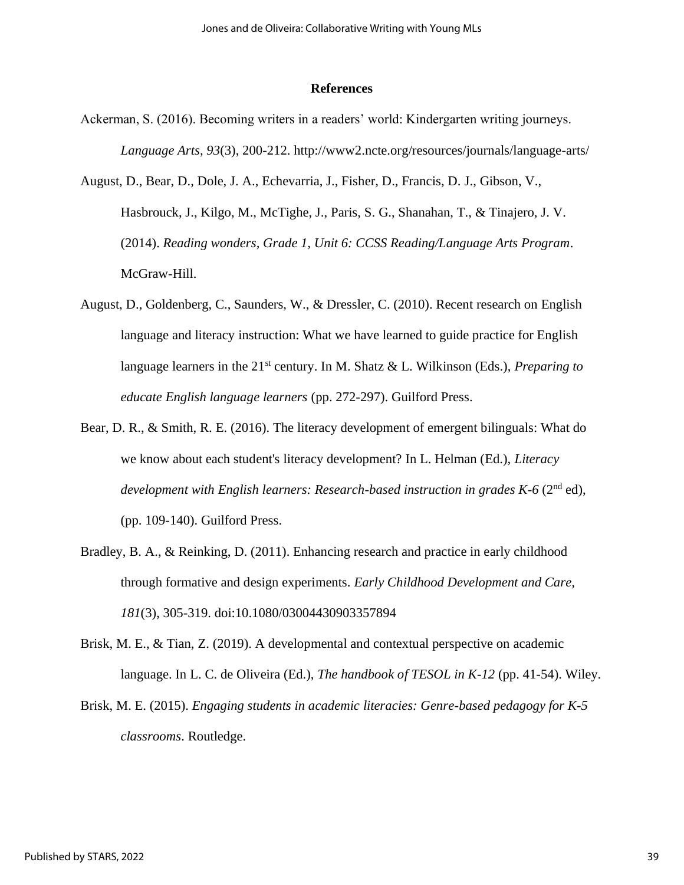## References

Ackerman, S. (2016). Becoming writers in a readers' world: Kindergarten writing journeys. *Language Arts*, *93*(3), 200-212. http://www2.ncte.org/resources/journals/language-arts/

August, D., Bear, D., Dole, J. A., Echevarria, J., Fisher, D., Francis, D. J., Gibson, V., Hasbrouck, J., Kilgo, M., McTighe, J., Paris, S. G., Shanahan, T., & Tinajero, J. V. (2014). *Reading wonders, Grade 1, Unit 6: CCSS Reading/Language Arts Program*. McGraw-Hill.

August, D., Goldenberg, C., Saunders, W., & Dressler, C. (2010). Recent research on English language and literacy instruction: What we have learned to guide practice for English language learners in the 21st century. In M. Shatz & L. Wilkinson (Eds.), *Preparing to educate English language learners* (pp. 272-297). Guilford Press.

Bear, D. R., & Smith, R. E. (2016). The literacy development of emergent bilinguals: What do we know about each student's literacy development? In L. Helman (Ed.), *Literacy development with English learners: Research-based instruction in grades K-6* (2nd ed), (pp. 109-140). Guilford Press.

Bradley, B. A., & Reinking, D. (2011). Enhancing research and practice in early childhood through formative and design experiments. *Early Childhood Development and Care, 181*(3), 305-319. doi:10.1080/03004430903357894

Brisk, M. E., & Tian, Z. (2019). A developmental and contextual perspective on academic language. In L. C. de Oliveira (Ed.), *The handbook of TESOL in K-12* (pp. 41-54). Wiley.

Brisk, M. E. (2015). *Engaging students in academic literacies: Genre-based pedagogy for K-5 classrooms*. Routledge.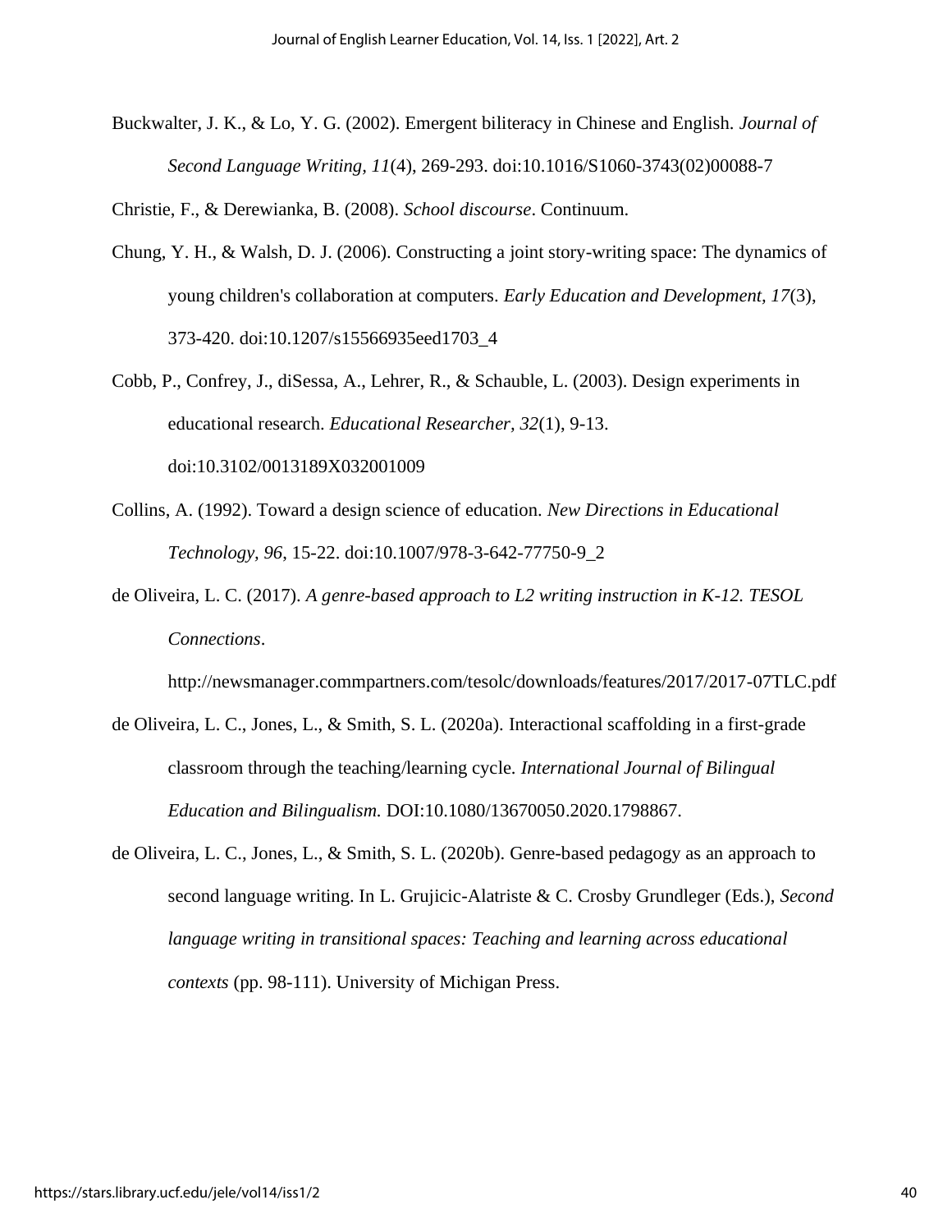Buckwalter, J. K., & Lo, Y. G. (2002). Emergent biliteracy in Chinese and English. *Journal of Second Language Writing, 11*(4), 269-293. doi:10.1016/S1060-3743(02)00088-7

Christie, F., & Derewianka, B. (2008). *School discourse*. Continuum.

Chung, Y. H., & Walsh, D. J. (2006). Constructing a joint story-writing space: The dynamics of young children's collaboration at computers. *Early Education and Development, 17*(3), 373-420. doi:10.1207/s15566935eed1703_4

Cobb, P., Confrey, J., diSessa, A., Lehrer, R., & Schauble, L. (2003). Design experiments in educational research. *Educational Researcher, 32*(1), 9-13. doi:10.3102/0013189X032001009

Collins, A. (1992). Toward a design science of education. *New Directions in Educational Technology, 96*, 15-22. doi:10.1007/978-3-642-77750-9_2

de Oliveira, L. C. (2017). *A genre-based approach to L2 writing instruction in K-12. TESOL Connections*. http://newsmanager.commpartners.com/tesolc/downloads/features/2017/2017-07TLC.pdf

de Oliveira, L. C., Jones, L., & Smith, S. L. (2020a). Interactional scaffolding in a first-grade classroom through the teaching/learning cycle. *International Journal of Bilingual Education and Bilingualism.* DOI:10.1080/13670050.2020.1798867.

de Oliveira, L. C., Jones, L., & Smith, S. L. (2020b). Genre-based pedagogy as an approach to second language writing. In L. Grujicic-Alatriste & C. Crosby Grundleger (Eds.), *Second language writing in transitional spaces: Teaching and learning across educational contexts* (pp. 98-111). University of Michigan Press.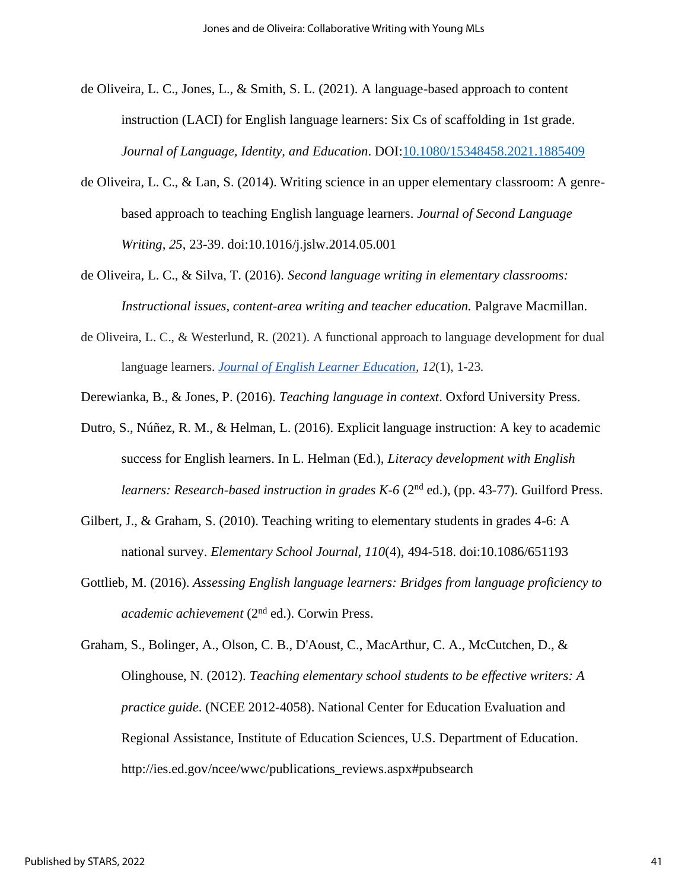de Oliveira, L. C., Jones, L., & Smith, S. L. (2021). A language-based approach to content instruction (LACI) for English language learners: Six Cs of scaffolding in 1st grade. *Journal of Language, Identity, and Education*. DOI:10.1080/15348458.2021.1885409

de Oliveira, L. C., & Lan, S. (2014). Writing science in an upper elementary classroom: A genre-based approach to teaching English language learners. *Journal of Second Language Writing, 25*, 23-39. doi:10.1016/j.jslw.2014.05.001

de Oliveira, L. C., & Silva, T. (2016). *Second language writing in elementary classrooms: Instructional issues, content-area writing and teacher education.* Palgrave Macmillan.

de Oliveira, L. C., & Westerlund, R. (2021). A functional approach to language development for dual language learners. *Journal of English Learner Education, 12*(1), 1-23.

Derewianka, B., & Jones, P. (2016). *Teaching language in context*. Oxford University Press.

Dutro, S., Núñez, R. M., & Helman, L. (2016). Explicit language instruction: A key to academic success for English learners. In L. Helman (Ed.), *Literacy development with English learners: Research-based instruction in grades K-6* (2nd ed.), (pp. 43-77). Guilford Press.

Gilbert, J., & Graham, S. (2010). Teaching writing to elementary students in grades 4-6: A national survey. *Elementary School Journal, 110*(4), 494-518. doi:10.1086/651193

Gottlieb, M. (2016). *Assessing English language learners: Bridges from language proficiency to academic achievement* (2nd ed.). Corwin Press.

Graham, S., Bolinger, A., Olson, C. B., D'Aoust, C., MacArthur, C. A., McCutchen, D., & Olinghouse, N. (2012). *Teaching elementary school students to be effective writers: A practice guide*. (NCEE 2012-4058). National Center for Education Evaluation and Regional Assistance, Institute of Education Sciences, U.S. Department of Education. http://ies.ed.gov/ncee/wwc/publications_reviews.aspx#pubsearch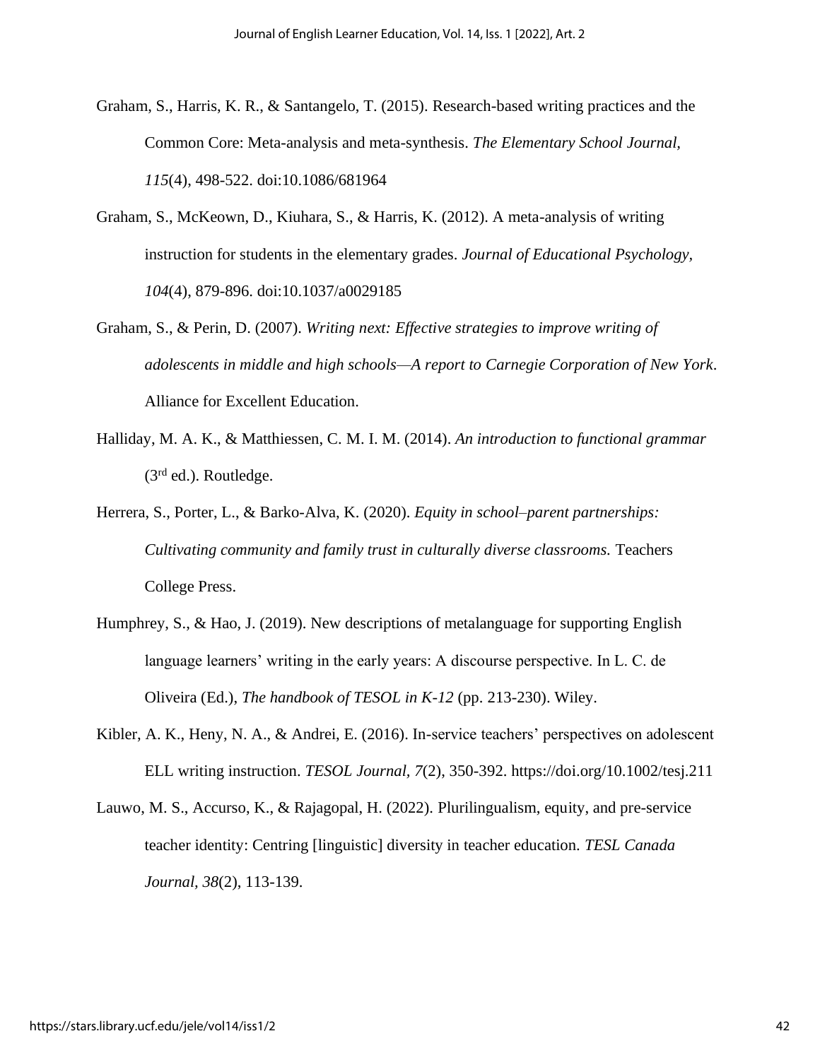Graham, S., Harris, K. R., & Santangelo, T. (2015). Research-based writing practices and the Common Core: Meta-analysis and meta-synthesis. *The Elementary School Journal, 115*(4), 498-522. doi:10.1086/681964

Graham, S., McKeown, D., Kiuhara, S., & Harris, K. (2012). A meta-analysis of writing instruction for students in the elementary grades. *Journal of Educational Psychology, 104*(4), 879-896. doi:10.1037/a0029185

Graham, S., & Perin, D. (2007). *Writing next: Effective strategies to improve writing of adolescents in middle and high schools—A report to Carnegie Corporation of New York*. Alliance for Excellent Education.

Halliday, M. A. K., & Matthiessen, C. M. I. M. (2014). *An introduction to functional grammar* (3rd ed.). Routledge.

Herrera, S., Porter, L., & Barko-Alva, K. (2020). *Equity in school–parent partnerships: Cultivating community and family trust in culturally diverse classrooms.* Teachers College Press.

Humphrey, S., & Hao, J. (2019). New descriptions of metalanguage for supporting English language learners' writing in the early years: A discourse perspective. In L. C. de Oliveira (Ed.), *The handbook of TESOL in K-12* (pp. 213-230). Wiley.

Kibler, A. K., Heny, N. A., & Andrei, E. (2016). In-service teachers' perspectives on adolescent ELL writing instruction. *TESOL Journal, 7*(2), 350-392. https://doi.org/10.1002/tesj.211

Lauwo, M. S., Accurso, K., & Rajagopal, H. (2022). Plurilingualism, equity, and pre-service teacher identity: Centring [linguistic] diversity in teacher education. *TESL Canada Journal, 38*(2), 113-139.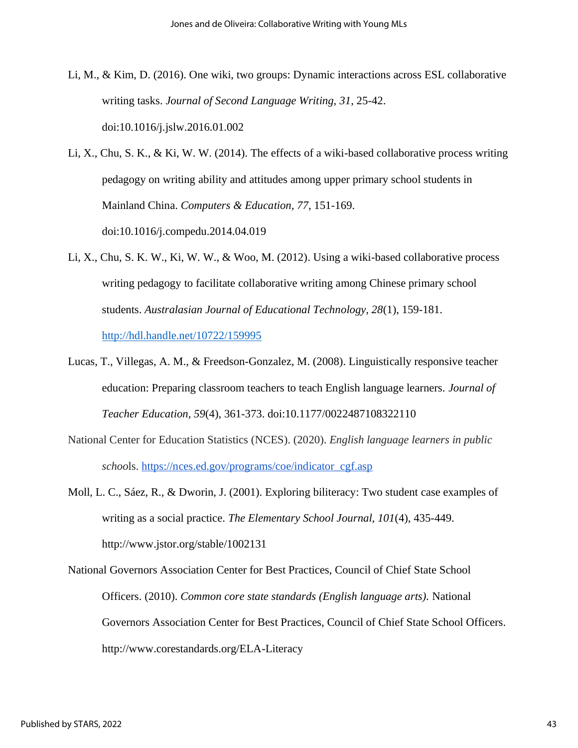Li, M., & Kim, D. (2016). One wiki, two groups: Dynamic interactions across ESL collaborative writing tasks. *Journal of Second Language Writing, 31*, 25-42. doi:10.1016/j.jslw.2016.01.002

Li, X., Chu, S. K., & Ki, W. W. (2014). The effects of a wiki-based collaborative process writing pedagogy on writing ability and attitudes among upper primary school students in Mainland China. *Computers & Education, 77*, 151-169. doi:10.1016/j.compedu.2014.04.019

Li, X., Chu, S. K. W., Ki, W. W., & Woo, M. (2012). Using a wiki-based collaborative process writing pedagogy to facilitate collaborative writing among Chinese primary school students. *Australasian Journal of Educational Technology*, *28*(1), 159-181. http://hdl.handle.net/10722/159995

Lucas, T., Villegas, A. M., & Freedson-Gonzalez, M. (2008). Linguistically responsive teacher education: Preparing classroom teachers to teach English language learners. *Journal of Teacher Education*, *59*(4), 361-373. doi:10.1177/0022487108322110

National Center for Education Statistics (NCES). (2020). *English language learners in public schoo*ls. https://nces.ed.gov/programs/coe/indicator_cgf.asp

Moll, L. C., Sáez, R., & Dworin, J. (2001). Exploring biliteracy: Two student case examples of writing as a social practice. *The Elementary School Journal, 101*(4), 435-449. http://www.jstor.org/stable/1002131

National Governors Association Center for Best Practices, Council of Chief State School Officers. (2010). *Common core state standards (English language arts).* National Governors Association Center for Best Practices, Council of Chief State School Officers. http://www.corestandards.org/ELA-Literacy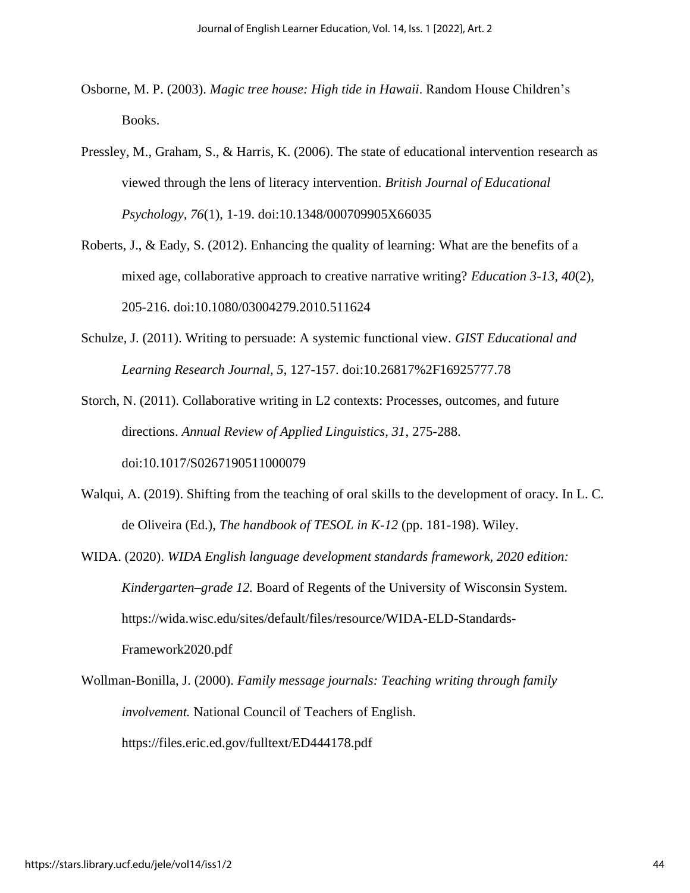Osborne, M. P. (2003). *Magic tree house: High tide in Hawaii*. Random House Children's Books.

Pressley, M., Graham, S., & Harris, K. (2006). The state of educational intervention research as viewed through the lens of literacy intervention. *British Journal of Educational Psychology, 76*(1), 1-19. doi:10.1348/000709905X66035

Roberts, J., & Eady, S. (2012). Enhancing the quality of learning: What are the benefits of a mixed age, collaborative approach to creative narrative writing? *Education 3-13, 40*(2), 205-216. doi:10.1080/03004279.2010.511624

Schulze, J. (2011). Writing to persuade: A systemic functional view. *GIST Educational and Learning Research Journal, 5*, 127-157. doi:10.26817%2F16925777.78

Storch, N. (2011). Collaborative writing in L2 contexts: Processes, outcomes, and future directions. *Annual Review of Applied Linguistics, 31*, 275-288. doi:10.1017/S0267190511000079

Walqui, A. (2019). Shifting from the teaching of oral skills to the development of oracy. In L. C. de Oliveira (Ed.), *The handbook of TESOL in K-12* (pp. 181-198). Wiley.

WIDA. (2020). *WIDA English language development standards framework, 2020 edition: Kindergarten–grade 12.* Board of Regents of the University of Wisconsin System. https://wida.wisc.edu/sites/default/files/resource/WIDA-ELD-Standards-Framework2020.pdf

Wollman-Bonilla, J. (2000). *Family message journals: Teaching writing through family involvement.* National Council of Teachers of English. https://files.eric.ed.gov/fulltext/ED444178.pdf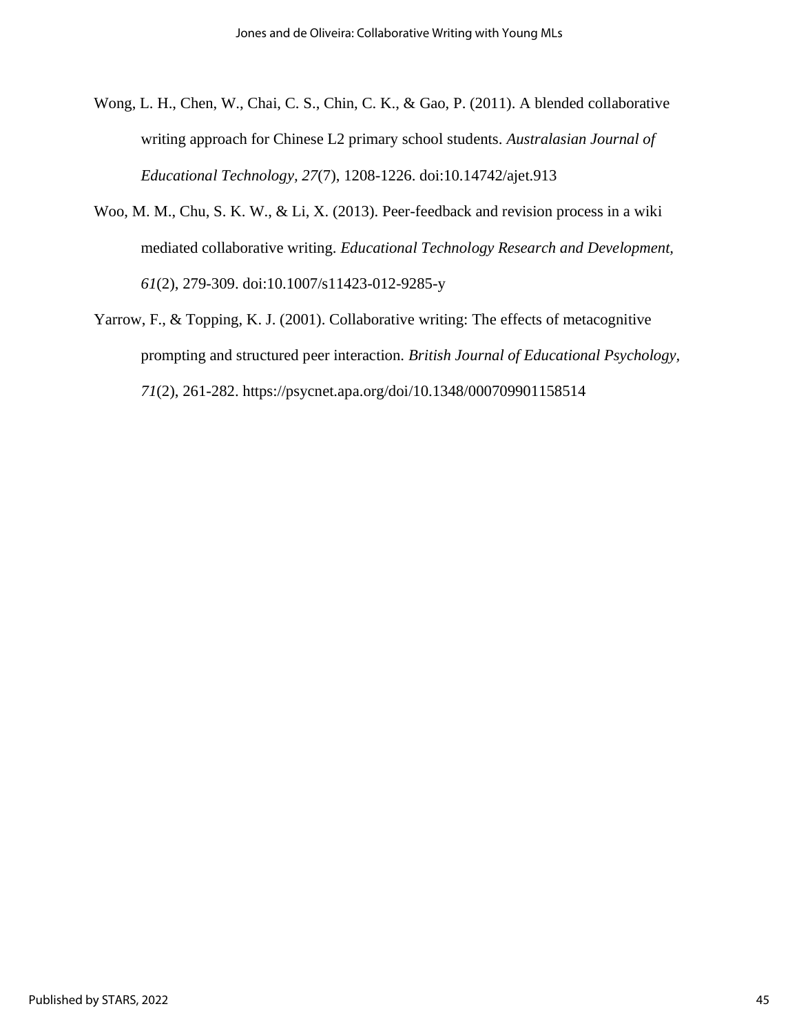Wong, L. H., Chen, W., Chai, C. S., Chin, C. K., & Gao, P. (2011). A blended collaborative writing approach for Chinese L2 primary school students. *Australasian Journal of Educational Technology, 27*(7), 1208-1226. doi:10.14742/ajet.913

Woo, M. M., Chu, S. K. W., & Li, X. (2013). Peer-feedback and revision process in a wiki mediated collaborative writing. *Educational Technology Research and Development, 61*(2), 279-309. doi:10.1007/s11423-012-9285-y

Yarrow, F., & Topping, K. J. (2001). Collaborative writing: The effects of metacognitive prompting and structured peer interaction. *British Journal of Educational Psychology*, *71*(2), 261-282. https://psycnet.apa.org/doi/10.1348/000709901158514